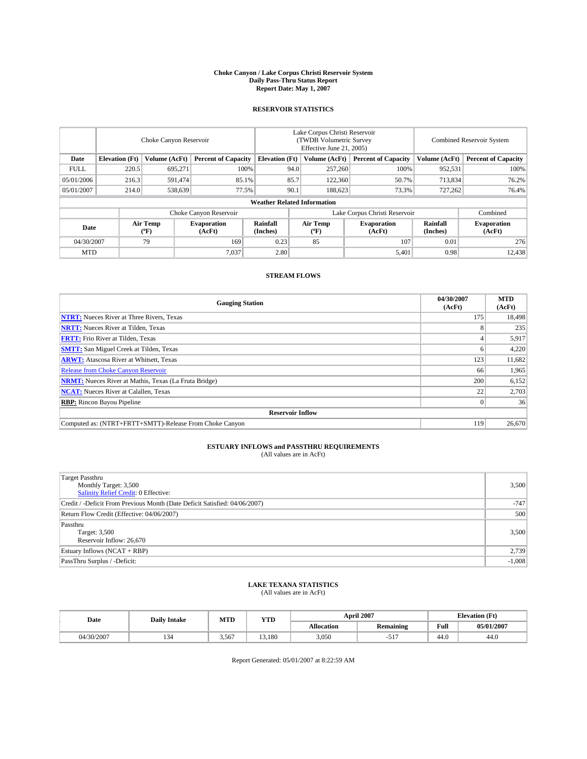# Choke Canyon / Lake Corpus Christi Reservoir System
## Daily Pass-Thru Status Report
### Report Date: May 1, 2007

## RESERVOIR STATISTICS

| | Choke Canyon Reservoir | | | Lake Corpus Christi Reservoir (TWDB Volumetric Survey Effective June 21, 2005) | | | Combined Reservoir System | |
|---|---|---|---|---|---|---|---|---|
| Date | Elevation (Ft) | Volume (AcFt) | Percent of Capacity | Elevation (Ft) | Volume (AcFt) | Percent of Capacity | Volume (AcFt) | Percent of Capacity |
| FULL | 220.5 | 695,271 | 100% | 94.0 | 257,260 | 100% | 952,531 | 100% |
| 05/01/2006 | 216.3 | 591,474 | 85.1% | 85.7 | 122,360 | 50.7% | 713,834 | 76.2% |
| 05/01/2007 | 214.0 | 538,639 | 77.5% | 90.1 | 188,623 | 73.3% | 727,262 | 76.4% |

**Weather Related Information**

| | Choke Canyon Reservoir | | | Lake Corpus Christi Reservoir | | | Combined |
|---|---|---|---|---|---|---|---|
| Date | Air Temp (°F) | Evaporation (AcFt) | Rainfall (Inches) | Air Temp (°F) | Evaporation (AcFt) | Rainfall (Inches) | Evaporation (AcFt) |
| 04/30/2007 | 79 | 169 | 0.23 | 85 | 107 | 0.01 | 276 |
| MTD | | 7,037 | 2.80 | | 5,401 | 0.98 | 12,438 |

## STREAM FLOWS

| Gauging Station | 04/30/2007 (AcFt) | MTD (AcFt) |
|---|---|---|
| **NTRT:** Nueces River at Three Rivers, Texas | 175 | 18,498 |
| **NRTT:** Nueces River at Tilden, Texas | 8 | 235 |
| **FRTT:** Frio River at Tilden, Texas | 4 | 5,917 |
| **SMTT:** San Miguel Creek at Tilden, Texas | 6 | 4,220 |
| **ARWT:** Atascosa River at Whitsett, Texas | 123 | 11,682 |
| Release from Choke Canyon Reservoir | 66 | 1,965 |
| **NRMT:** Nueces River at Mathis, Texas (La Fruta Bridge) | 200 | 6,152 |
| **NCAT:** Nueces River at Calallen, Texas | 22 | 2,703 |
| **RBP:** Rincon Bayou Pipeline | 0 | 36 |
| **Reservoir Inflow** | | |
| Computed as: (NTRT+FRTT+SMTT)-Release From Choke Canyon | 119 | 26,670 |

## ESTUARY INFLOWS and PASSTHRU REQUIREMENTS
(All values are in AcFt)

| | |
|---|---|
| Target Passthru<br>Monthly Target: 3,500<br>Salinity Relief Credit: 0 Effective: | 3,500 |
| Credit / -Deficit From Previous Month (Date Deficit Satisfied: 04/06/2007) | -747 |
| Return Flow Credit (Effective: 04/06/2007) | 500 |
| Passthru<br>Target: 3,500<br>Reservoir Inflow: 26,670 | 3,500 |
| Estuary Inflows (NCAT + RBP) | 2,739 |
| PassThru Surplus / -Deficit: | -1,008 |

## LAKE TEXANA STATISTICS
(All values are in AcFt)

| Date | Daily Intake | MTD | YTD | April 2007 | | Elevation (Ft) | |
|---|---|---|---|---|---|---|---|
| | | | | Allocation | Remaining | Full | 05/01/2007 |
| 04/30/2007 | 134 | 3,567 | 13,180 | 3,050 | -517 | 44.0 | 44.0 |

Report Generated: 05/01/2007 at 8:22:59 AM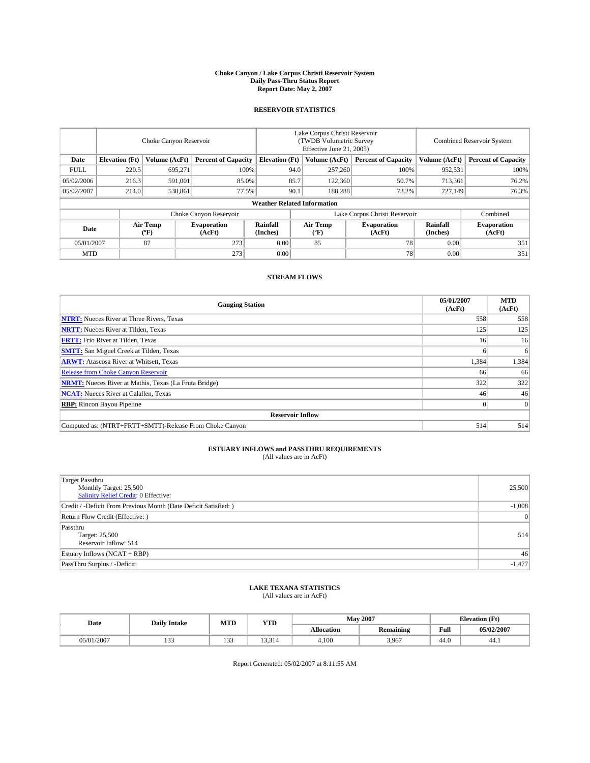# Choke Canyon / Lake Corpus Christi Reservoir System
## Daily Pass-Thru Status Report
### Report Date: May 2, 2007

## RESERVOIR STATISTICS

| | Choke Canyon Reservoir | | | Lake Corpus Christi Reservoir (TWDB Volumetric Survey Effective June 21, 2005) | | | Combined Reservoir System | |
|---|---|---|---|---|---|---|---|---|
| Date | Elevation (Ft) | Volume (AcFt) | Percent of Capacity | Elevation (Ft) | Volume (AcFt) | Percent of Capacity | Volume (AcFt) | Percent of Capacity |
| FULL | 220.5 | 695,271 | 100% | 94.0 | 257,260 | 100% | 952,531 | 100% |
| 05/02/2006 | 216.3 | 591,001 | 85.0% | 85.7 | 122,360 | 50.7% | 713,361 | 76.2% |
| 05/02/2007 | 214.0 | 538,861 | 77.5% | 90.1 | 188,288 | 73.2% | 727,149 | 76.3% |

**Weather Related Information**

| | Choke Canyon Reservoir | | | Lake Corpus Christi Reservoir | | | Combined |
|---|---|---|---|---|---|---|---|
| Date | Air Temp (°F) | Evaporation (AcFt) | Rainfall (Inches) | Air Temp (°F) | Evaporation (AcFt) | Rainfall (Inches) | Evaporation (AcFt) |
| 05/01/2007 | 87 | 273 | 0.00 | 85 | 78 | 0.00 | 351 |
| MTD | | 273 | 0.00 | | 78 | 0.00 | 351 |

## STREAM FLOWS

| Gauging Station | 05/01/2007 (AcFt) | MTD (AcFt) |
|---|---|---|
| **NTRT:** Nueces River at Three Rivers, Texas | 558 | 558 |
| **NRTT:** Nueces River at Tilden, Texas | 125 | 125 |
| **FRTT:** Frio River at Tilden, Texas | 16 | 16 |
| **SMTT:** San Miguel Creek at Tilden, Texas | 6 | 6 |
| **ARWT:** Atascosa River at Whitsett, Texas | 1,384 | 1,384 |
| Release from Choke Canyon Reservoir | 66 | 66 |
| **NRMT:** Nueces River at Mathis, Texas (La Fruta Bridge) | 322 | 322 |
| **NCAT:** Nueces River at Calallen, Texas | 46 | 46 |
| **RBP:** Rincon Bayou Pipeline | 0 | 0 |
| **Reservoir Inflow** | | |
| Computed as: (NTRT+FRTT+SMTT)-Release From Choke Canyon | 514 | 514 |

## ESTUARY INFLOWS and PASSTHRU REQUIREMENTS
(All values are in AcFt)

| | |
|---|---|
| Target Passthru<br>Monthly Target: 25,500<br>Salinity Relief Credit: 0 Effective: | 25,500 |
| Credit / -Deficit From Previous Month (Date Deficit Satisfied: ) | -1,008 |
| Return Flow Credit (Effective: ) | 0 |
| Passthru<br>Target: 25,500<br>Reservoir Inflow: 514 | 514 |
| Estuary Inflows (NCAT + RBP) | 46 |
| PassThru Surplus / -Deficit: | -1,477 |

## LAKE TEXANA STATISTICS
(All values are in AcFt)

| Date | Daily Intake | MTD | YTD | May 2007 | | Elevation (Ft) | |
|---|---|---|---|---|---|---|---|
| | | | | Allocation | Remaining | Full | 05/02/2007 |
| 05/01/2007 | 133 | 133 | 13,314 | 4,100 | 3,967 | 44.0 | 44.1 |

Report Generated: 05/02/2007 at 8:11:55 AM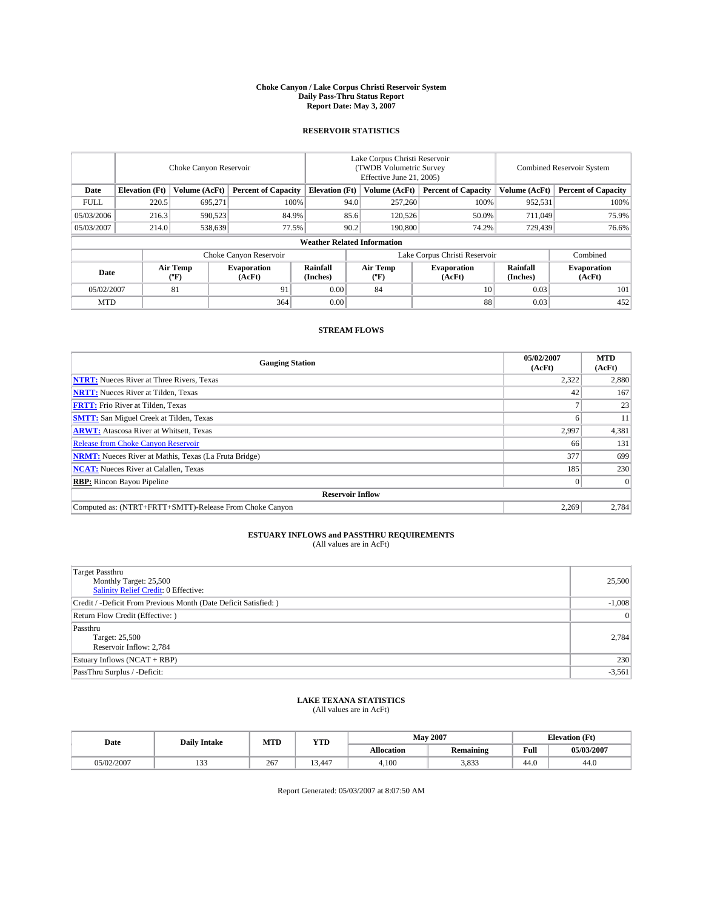# Choke Canyon / Lake Corpus Christi Reservoir System
## Daily Pass-Thru Status Report
### Report Date: May 3, 2007

## RESERVOIR STATISTICS

| | Choke Canyon Reservoir | | | Lake Corpus Christi Reservoir (TWDB Volumetric Survey Effective June 21, 2005) | | | Combined Reservoir System | |
|---|---|---|---|---|---|---|---|---|
| Date | Elevation (Ft) | Volume (AcFt) | Percent of Capacity | Elevation (Ft) | Volume (AcFt) | Percent of Capacity | Volume (AcFt) | Percent of Capacity |
| FULL | 220.5 | 695,271 | 100% | 94.0 | 257,260 | 100% | 952,531 | 100% |
| 05/03/2006 | 216.3 | 590,523 | 84.9% | 85.6 | 120,526 | 50.0% | 711,049 | 75.9% |
| 05/03/2007 | 214.0 | 538,639 | 77.5% | 90.2 | 190,800 | 74.2% | 729,439 | 76.6% |

### Weather Related Information

| | Choke Canyon Reservoir | | | Lake Corpus Christi Reservoir | | | Combined |
|---|---|---|---|---|---|---|---|
| Date | Air Temp (ºF) | Evaporation (AcFt) | Rainfall (Inches) | Air Temp (ºF) | Evaporation (AcFt) | Rainfall (Inches) | Evaporation (AcFt) |
| 05/02/2007 | 81 | 91 | 0.00 | 84 | 10 | 0.03 | 101 |
| MTD | | 364 | 0.00 | | 88 | 0.03 | 452 |

## STREAM FLOWS

| Gauging Station | 05/02/2007 (AcFt) | MTD (AcFt) |
|---|---|---|
| **NTRT:** Nueces River at Three Rivers, Texas | 2,322 | 2,880 |
| **NRTT:** Nueces River at Tilden, Texas | 42 | 167 |
| **FRTT:** Frio River at Tilden, Texas | 7 | 23 |
| **SMTT:** San Miguel Creek at Tilden, Texas | 6 | 11 |
| **ARWT:** Atascosa River at Whitsett, Texas | 2,997 | 4,381 |
| Release from Choke Canyon Reservoir | 66 | 131 |
| **NRMT:** Nueces River at Mathis, Texas (La Fruta Bridge) | 377 | 699 |
| **NCAT:** Nueces River at Calallen, Texas | 185 | 230 |
| **RBP:** Rincon Bayou Pipeline | 0 | 0 |
| **Reservoir Inflow** | | |
| Computed as: (NTRT+FRTT+SMTT)-Release From Choke Canyon | 2,269 | 2,784 |

## ESTUARY INFLOWS and PASSTHRU REQUIREMENTS
(All values are in AcFt)

| | |
|---|---|
| Target Passthru<br>Monthly Target: 25,500<br>Salinity Relief Credit: 0 Effective: | 25,500 |
| Credit / -Deficit From Previous Month (Date Deficit Satisfied: ) | -1,008 |
| Return Flow Credit (Effective: ) | 0 |
| Passthru<br>Target: 25,500<br>Reservoir Inflow: 2,784 | 2,784 |
| Estuary Inflows (NCAT + RBP) | 230 |
| PassThru Surplus / -Deficit: | -3,561 |

## LAKE TEXANA STATISTICS
(All values are in AcFt)

| Date | Daily Intake | MTD | YTD | May 2007 | | Elevation (Ft) | |
|---|---|---|---|---|---|---|---|
| | | | | Allocation | Remaining | Full | 05/03/2007 |
| 05/02/2007 | 133 | 267 | 13,447 | 4,100 | 3,833 | 44.0 | 44.0 |

Report Generated: 05/03/2007 at 8:07:50 AM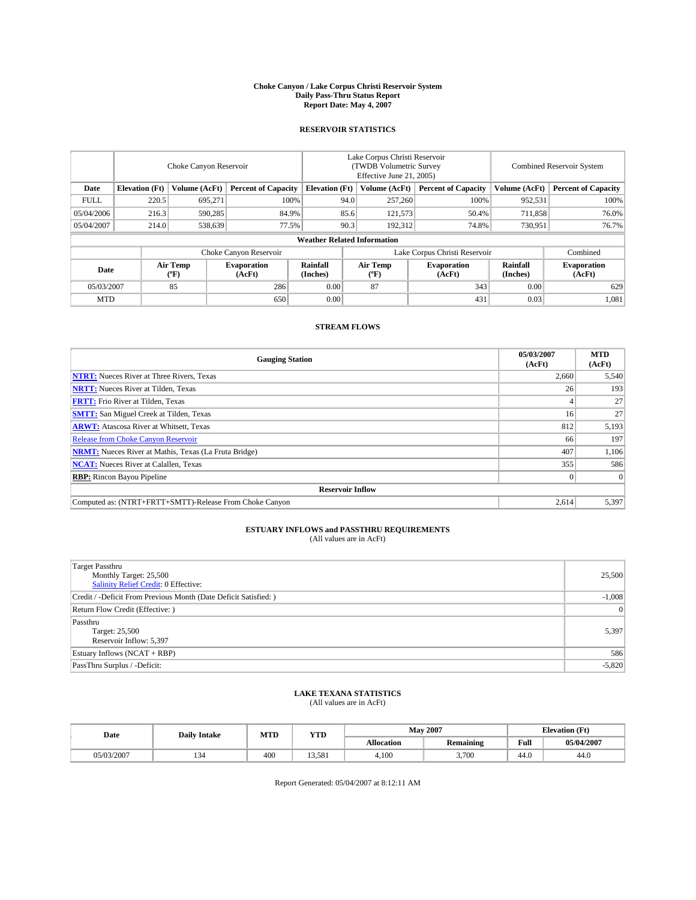# Choke Canyon / Lake Corpus Christi Reservoir System
## Daily Pass-Thru Status Report
### Report Date: May 4, 2007

## RESERVOIR STATISTICS

| | Choke Canyon Reservoir | | | Lake Corpus Christi Reservoir (TWDB Volumetric Survey Effective June 21, 2005) | | | Combined Reservoir System | |
|---|---|---|---|---|---|---|---|---|
| Date | Elevation (Ft) | Volume (AcFt) | Percent of Capacity | Elevation (Ft) | Volume (AcFt) | Percent of Capacity | Volume (AcFt) | Percent of Capacity |
| FULL | 220.5 | 695,271 | 100% | 94.0 | 257,260 | 100% | 952,531 | 100% |
| 05/04/2006 | 216.3 | 590,285 | 84.9% | 85.6 | 121,573 | 50.4% | 711,858 | 76.0% |
| 05/04/2007 | 214.0 | 538,639 | 77.5% | 90.3 | 192,312 | 74.8% | 730,951 | 76.7% |

**Weather Related Information**

| | Choke Canyon Reservoir | | | Lake Corpus Christi Reservoir | | | Combined |
|---|---|---|---|---|---|---|---|
| Date | Air Temp (ºF) | Evaporation (AcFt) | Rainfall (Inches) | Air Temp (ºF) | Evaporation (AcFt) | Rainfall (Inches) | Evaporation (AcFt) |
| 05/03/2007 | 85 | 286 | 0.00 | 87 | 343 | 0.00 | 629 |
| MTD | | 650 | 0.00 | | 431 | 0.03 | 1,081 |

## STREAM FLOWS

| Gauging Station | 05/03/2007 (AcFt) | MTD (AcFt) |
|---|---|---|
| **NTRT:** Nueces River at Three Rivers, Texas | 2,660 | 5,540 |
| **NRTT:** Nueces River at Tilden, Texas | 26 | 193 |
| **FRTT:** Frio River at Tilden, Texas | 4 | 27 |
| **SMTT:** San Miguel Creek at Tilden, Texas | 16 | 27 |
| **ARWT:** Atascosa River at Whitsett, Texas | 812 | 5,193 |
| Release from Choke Canyon Reservoir | 66 | 197 |
| **NRMT:** Nueces River at Mathis, Texas (La Fruta Bridge) | 407 | 1,106 |
| **NCAT:** Nueces River at Calallen, Texas | 355 | 586 |
| **RBP:** Rincon Bayou Pipeline | 0 | 0 |
| **Reservoir Inflow** | | |
| Computed as: (NTRT+FRTT+SMTT)-Release From Choke Canyon | 2,614 | 5,397 |

## ESTUARY INFLOWS and PASSTHRU REQUIREMENTS
(All values are in AcFt)

| | |
|---|---|
| Target Passthru<br>Monthly Target: 25,500<br>Salinity Relief Credit: 0 Effective: | 25,500 |
| Credit / -Deficit From Previous Month (Date Deficit Satisfied: ) | -1,008 |
| Return Flow Credit (Effective: ) | 0 |
| Passthru<br>Target: 25,500<br>Reservoir Inflow: 5,397 | 5,397 |
| Estuary Inflows (NCAT + RBP) | 586 |
| PassThru Surplus / -Deficit: | -5,820 |

## LAKE TEXANA STATISTICS
(All values are in AcFt)

| Date | Daily Intake | MTD | YTD | May 2007 | | Elevation (Ft) | |
|---|---|---|---|---|---|---|---|
| | | | | Allocation | Remaining | Full | 05/04/2007 |
| 05/03/2007 | 134 | 400 | 13,581 | 4,100 | 3,700 | 44.0 | 44.0 |

Report Generated: 05/04/2007 at 8:12:11 AM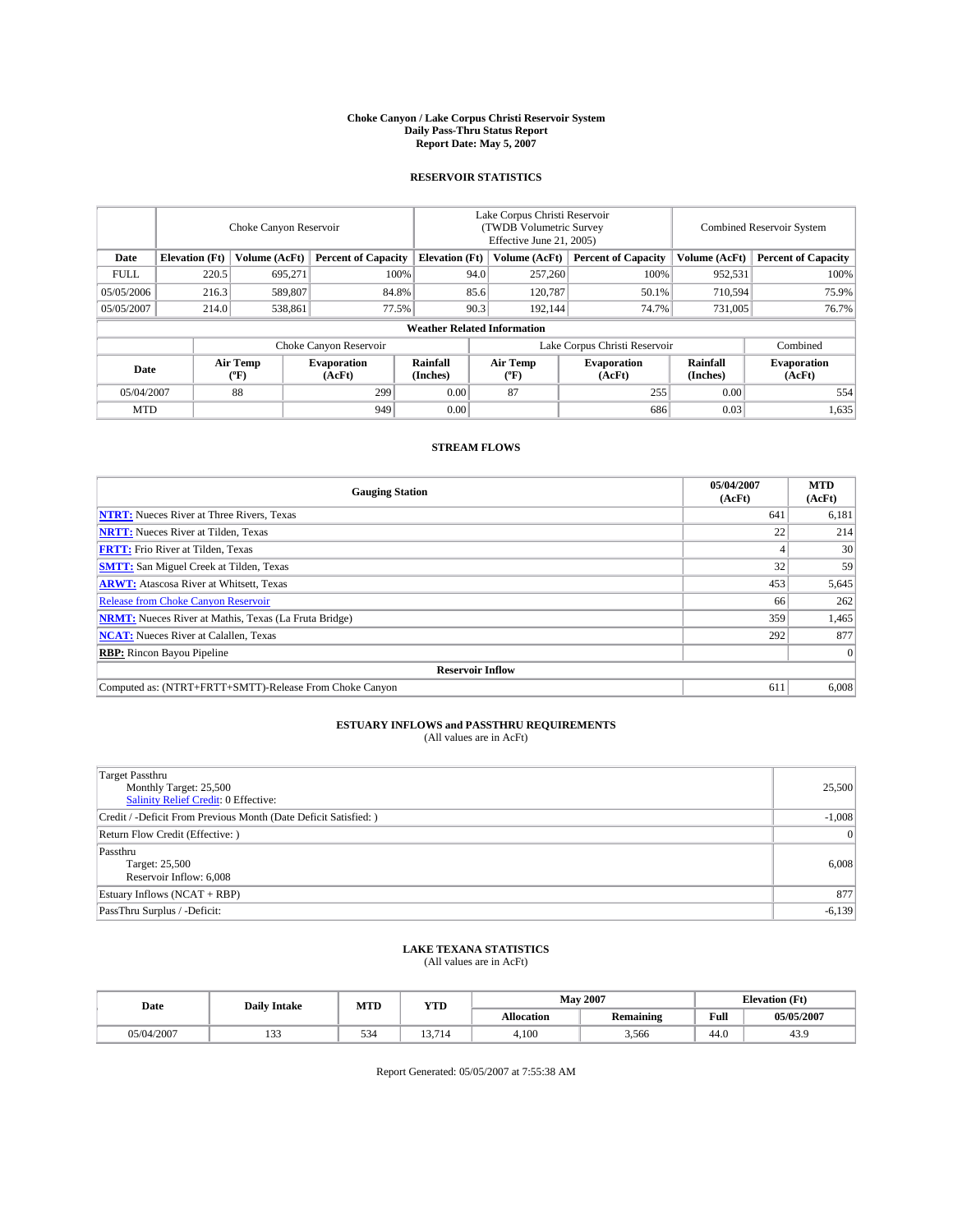**Choke Canyon / Lake Corpus Christi Reservoir System**
**Daily Pass-Thru Status Report**
**Report Date: May 5, 2007**

## RESERVOIR STATISTICS

| | Choke Canyon Reservoir | | | Lake Corpus Christi Reservoir (TWDB Volumetric Survey Effective June 21, 2005) | | | Combined Reservoir System | |
|---|---|---|---|---|---|---|---|---|
| **Date** | **Elevation (Ft)** | **Volume (AcFt)** | **Percent of Capacity** | **Elevation (Ft)** | **Volume (AcFt)** | **Percent of Capacity** | **Volume (AcFt)** | **Percent of Capacity** |
| FULL | 220.5 | 695,271 | 100% | 94.0 | 257,260 | 100% | 952,531 | 100% |
| 05/05/2006 | 216.3 | 589,807 | 84.8% | 85.6 | 120,787 | 50.1% | 710,594 | 75.9% |
| 05/05/2007 | 214.0 | 538,861 | 77.5% | 90.3 | 192,144 | 74.7% | 731,005 | 76.7% |

**Weather Related Information**

| | Choke Canyon Reservoir | | | Lake Corpus Christi Reservoir | | | Combined |
|---|---|---|---|---|---|---|---|
| **Date** | **Air Temp (ºF)** | **Evaporation (AcFt)** | **Rainfall (Inches)** | **Air Temp (ºF)** | **Evaporation (AcFt)** | **Rainfall (Inches)** | **Evaporation (AcFt)** |
| 05/04/2007 | 88 | 299 | 0.00 | 87 | 255 | 0.00 | 554 |
| MTD | | 949 | 0.00 | | 686 | 0.03 | 1,635 |

## STREAM FLOWS

| Gauging Station | 05/04/2007 (AcFt) | MTD (AcFt) |
|---|---|---|
| **NTRT:** Nueces River at Three Rivers, Texas | 641 | 6,181 |
| **NRTT:** Nueces River at Tilden, Texas | 22 | 214 |
| **FRTT:** Frio River at Tilden, Texas | 4 | 30 |
| **SMTT:** San Miguel Creek at Tilden, Texas | 32 | 59 |
| **ARWT:** Atascosa River at Whitsett, Texas | 453 | 5,645 |
| Release from Choke Canyon Reservoir | 66 | 262 |
| **NRMT:** Nueces River at Mathis, Texas (La Fruta Bridge) | 359 | 1,465 |
| **NCAT:** Nueces River at Calallen, Texas | 292 | 877 |
| **RBP:** Rincon Bayou Pipeline | | 0 |
| **Reservoir Inflow** | | |
| Computed as: (NTRT+FRTT+SMTT)-Release From Choke Canyon | 611 | 6,008 |

## ESTUARY INFLOWS and PASSTHRU REQUIREMENTS
(All values are in AcFt)

| | |
|---|---|
| Target Passthru<br>Monthly Target: 25,500<br>Salinity Relief Credit: 0 Effective: | 25,500 |
| Credit / -Deficit From Previous Month (Date Deficit Satisfied: ) | -1,008 |
| Return Flow Credit (Effective: ) | 0 |
| Passthru<br>Target: 25,500<br>Reservoir Inflow: 6,008 | 6,008 |
| Estuary Inflows (NCAT + RBP) | 877 |
| PassThru Surplus / -Deficit: | -6,139 |

## LAKE TEXANA STATISTICS
(All values are in AcFt)

| Date | Daily Intake | MTD | YTD | May 2007 | | Elevation (Ft) | |
|---|---|---|---|---|---|---|---|
| | | | | **Allocation** | **Remaining** | **Full** | **05/05/2007** |
| 05/04/2007 | 133 | 534 | 13,714 | 4,100 | 3,566 | 44.0 | 43.9 |

Report Generated: 05/05/2007 at 7:55:38 AM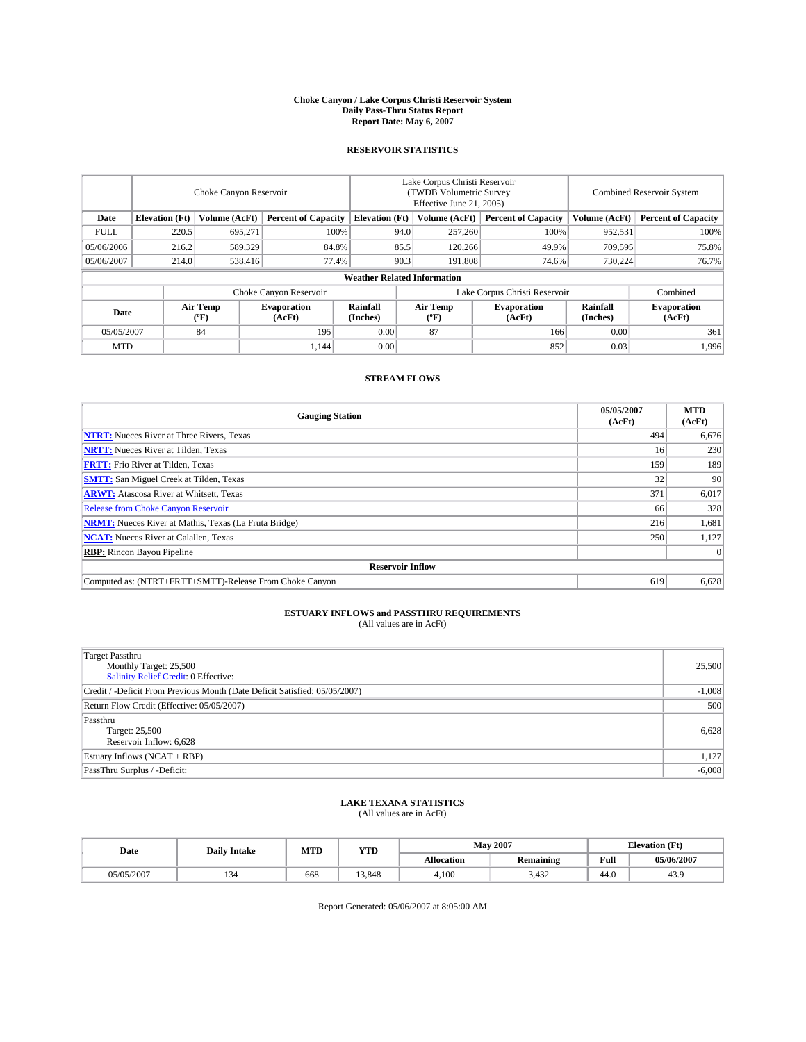# Choke Canyon / Lake Corpus Christi Reservoir System
## Daily Pass-Thru Status Report
### Report Date: May 6, 2007

## RESERVOIR STATISTICS

| | Choke Canyon Reservoir | | | Lake Corpus Christi Reservoir (TWDB Volumetric Survey Effective June 21, 2005) | | | Combined Reservoir System | |
|---|---|---|---|---|---|---|---|---|
| Date | Elevation (Ft) | Volume (AcFt) | Percent of Capacity | Elevation (Ft) | Volume (AcFt) | Percent of Capacity | Volume (AcFt) | Percent of Capacity |
| FULL | 220.5 | 695,271 | 100% | 94.0 | 257,260 | 100% | 952,531 | 100% |
| 05/06/2006 | 216.2 | 589,329 | 84.8% | 85.5 | 120,266 | 49.9% | 709,595 | 75.8% |
| 05/06/2007 | 214.0 | 538,416 | 77.4% | 90.3 | 191,808 | 74.6% | 730,224 | 76.7% |

**Weather Related Information**

| | Choke Canyon Reservoir | | | Lake Corpus Christi Reservoir | | | Combined |
|---|---|---|---|---|---|---|---|
| Date | Air Temp (ºF) | Evaporation (AcFt) | Rainfall (Inches) | Air Temp (ºF) | Evaporation (AcFt) | Rainfall (Inches) | Evaporation (AcFt) |
| 05/05/2007 | 84 | 195 | 0.00 | 87 | 166 | 0.00 | 361 |
| MTD | | 1,144 | 0.00 | | 852 | 0.03 | 1,996 |

## STREAM FLOWS

| Gauging Station | 05/05/2007 (AcFt) | MTD (AcFt) |
|---|---|---|
| **NTRT:** Nueces River at Three Rivers, Texas | 494 | 6,676 |
| **NRTT:** Nueces River at Tilden, Texas | 16 | 230 |
| **FRTT:** Frio River at Tilden, Texas | 159 | 189 |
| **SMTT:** San Miguel Creek at Tilden, Texas | 32 | 90 |
| **ARWT:** Atascosa River at Whitsett, Texas | 371 | 6,017 |
| Release from Choke Canyon Reservoir | 66 | 328 |
| **NRMT:** Nueces River at Mathis, Texas (La Fruta Bridge) | 216 | 1,681 |
| **NCAT:** Nueces River at Calallen, Texas | 250 | 1,127 |
| **RBP:** Rincon Bayou Pipeline | | 0 |
| **Reservoir Inflow** | | |
| Computed as: (NTRT+FRTT+SMTT)-Release From Choke Canyon | 619 | 6,628 |

## ESTUARY INFLOWS and PASSTHRU REQUIREMENTS
(All values are in AcFt)

| | |
|---|---|
| Target Passthru<br>Monthly Target: 25,500<br>Salinity Relief Credit: 0 Effective: | 25,500 |
| Credit / -Deficit From Previous Month (Date Deficit Satisfied: 05/05/2007) | -1,008 |
| Return Flow Credit (Effective: 05/05/2007) | 500 |
| Passthru<br>Target: 25,500<br>Reservoir Inflow: 6,628 | 6,628 |
| Estuary Inflows (NCAT + RBP) | 1,127 |
| PassThru Surplus / -Deficit: | -6,008 |

## LAKE TEXANA STATISTICS
(All values are in AcFt)

| Date | Daily Intake | MTD | YTD | May 2007 | | Elevation (Ft) | |
|---|---|---|---|---|---|---|---|
| | | | | Allocation | Remaining | Full | 05/06/2007 |
| 05/05/2007 | 134 | 668 | 13,848 | 4,100 | 3,432 | 44.0 | 43.9 |

Report Generated: 05/06/2007 at 8:05:00 AM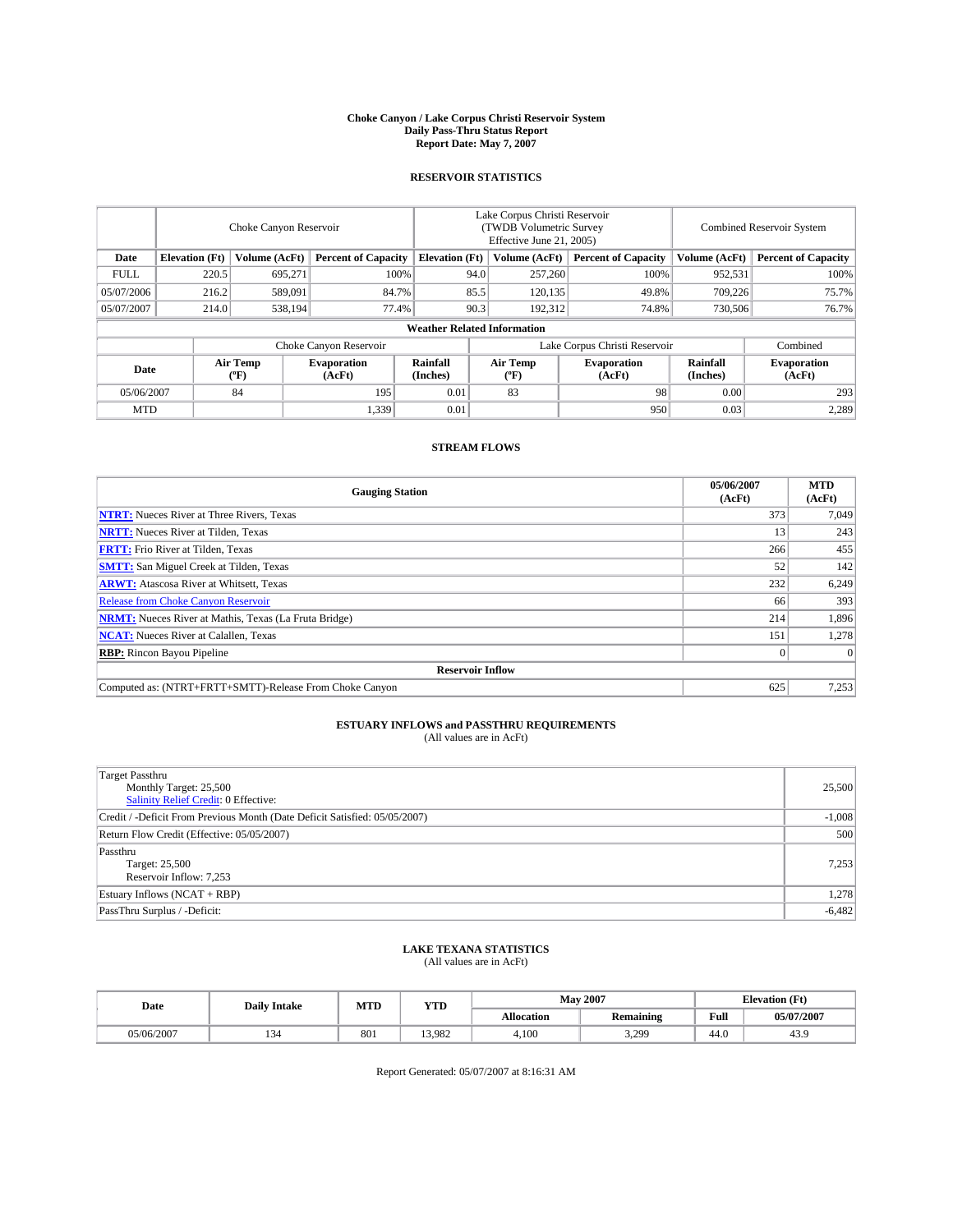# Choke Canyon / Lake Corpus Christi Reservoir System
## Daily Pass-Thru Status Report
### Report Date: May 7, 2007

## RESERVOIR STATISTICS

| | Choke Canyon Reservoir | | | Lake Corpus Christi Reservoir (TWDB Volumetric Survey Effective June 21, 2005) | | | Combined Reservoir System | |
|---|---|---|---|---|---|---|---|---|
| Date | Elevation (Ft) | Volume (AcFt) | Percent of Capacity | Elevation (Ft) | Volume (AcFt) | Percent of Capacity | Volume (AcFt) | Percent of Capacity |
| FULL | 220.5 | 695,271 | 100% | 94.0 | 257,260 | 100% | 952,531 | 100% |
| 05/07/2006 | 216.2 | 589,091 | 84.7% | 85.5 | 120,135 | 49.8% | 709,226 | 75.7% |
| 05/07/2007 | 214.0 | 538,194 | 77.4% | 90.3 | 192,312 | 74.8% | 730,506 | 76.7% |

**Weather Related Information**

| | Choke Canyon Reservoir | | | Lake Corpus Christi Reservoir | | | Combined |
|---|---|---|---|---|---|---|---|
| Date | Air Temp (°F) | Evaporation (AcFt) | Rainfall (Inches) | Air Temp (°F) | Evaporation (AcFt) | Rainfall (Inches) | Evaporation (AcFt) |
| 05/06/2007 | 84 | 195 | 0.01 | 83 | 98 | 0.00 | 293 |
| MTD | | 1,339 | 0.01 | | 950 | 0.03 | 2,289 |

## STREAM FLOWS

| Gauging Station | 05/06/2007 (AcFt) | MTD (AcFt) |
|---|---|---|
| **NTRT:** Nueces River at Three Rivers, Texas | 373 | 7,049 |
| **NRTT:** Nueces River at Tilden, Texas | 13 | 243 |
| **FRTT:** Frio River at Tilden, Texas | 266 | 455 |
| **SMTT:** San Miguel Creek at Tilden, Texas | 52 | 142 |
| **ARWT:** Atascosa River at Whitsett, Texas | 232 | 6,249 |
| Release from Choke Canyon Reservoir | 66 | 393 |
| **NRMT:** Nueces River at Mathis, Texas (La Fruta Bridge) | 214 | 1,896 |
| **NCAT:** Nueces River at Calallen, Texas | 151 | 1,278 |
| **RBP:** Rincon Bayou Pipeline | 0 | 0 |
| **Reservoir Inflow** | | |
| Computed as: (NTRT+FRTT+SMTT)-Release From Choke Canyon | 625 | 7,253 |

## ESTUARY INFLOWS and PASSTHRU REQUIREMENTS
(All values are in AcFt)

| | |
|---|---|
| Target Passthru<br>Monthly Target: 25,500<br>Salinity Relief Credit: 0 Effective: | 25,500 |
| Credit / -Deficit From Previous Month (Date Deficit Satisfied: 05/05/2007) | -1,008 |
| Return Flow Credit (Effective: 05/05/2007) | 500 |
| Passthru<br>Target: 25,500<br>Reservoir Inflow: 7,253 | 7,253 |
| Estuary Inflows (NCAT + RBP) | 1,278 |
| PassThru Surplus / -Deficit: | -6,482 |

## LAKE TEXANA STATISTICS
(All values are in AcFt)

| Date | Daily Intake | MTD | YTD | May 2007 | | Elevation (Ft) | |
|---|---|---|---|---|---|---|---|
| | | | | Allocation | Remaining | Full | 05/07/2007 |
| 05/06/2007 | 134 | 801 | 13,982 | 4,100 | 3,299 | 44.0 | 43.9 |

Report Generated: 05/07/2007 at 8:16:31 AM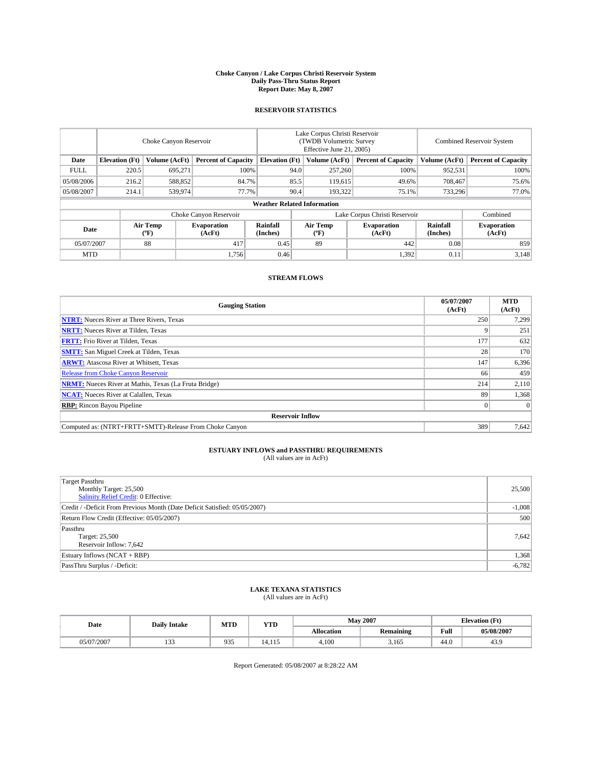# Choke Canyon / Lake Corpus Christi Reservoir System
## Daily Pass-Thru Status Report
## Report Date: May 8, 2007

### RESERVOIR STATISTICS

| | Choke Canyon Reservoir | | | Lake Corpus Christi Reservoir (TWDB Volumetric Survey Effective June 21, 2005) | | | Combined Reservoir System | |
|---|---|---|---|---|---|---|---|---|
| Date | Elevation (Ft) | Volume (AcFt) | Percent of Capacity | Elevation (Ft) | Volume (AcFt) | Percent of Capacity | Volume (AcFt) | Percent of Capacity |
| FULL | 220.5 | 695,271 | 100% | 94.0 | 257,260 | 100% | 952,531 | 100% |
| 05/08/2006 | 216.2 | 588,852 | 84.7% | 85.5 | 119,615 | 49.6% | 708,467 | 75.6% |
| 05/08/2007 | 214.1 | 539,974 | 77.7% | 90.4 | 193,322 | 75.1% | 733,296 | 77.0% |

**Weather Related Information**

| | Choke Canyon Reservoir | | | Lake Corpus Christi Reservoir | | | Combined |
|---|---|---|---|---|---|---|---|
| Date | Air Temp (°F) | Evaporation (AcFt) | Rainfall (Inches) | Air Temp (°F) | Evaporation (AcFt) | Rainfall (Inches) | Evaporation (AcFt) |
| 05/07/2007 | 88 | 417 | 0.45 | 89 | 442 | 0.08 | 859 |
| MTD | | 1,756 | 0.46 | | 1,392 | 0.11 | 3,148 |

### STREAM FLOWS

| Gauging Station | 05/07/2007 (AcFt) | MTD (AcFt) |
|---|---|---|
| **NTRT:** Nueces River at Three Rivers, Texas | 250 | 7,299 |
| **NRTT:** Nueces River at Tilden, Texas | 9 | 251 |
| **FRTT:** Frio River at Tilden, Texas | 177 | 632 |
| **SMTT:** San Miguel Creek at Tilden, Texas | 28 | 170 |
| **ARWT:** Atascosa River at Whitsett, Texas | 147 | 6,396 |
| Release from Choke Canyon Reservoir | 66 | 459 |
| **NRMT:** Nueces River at Mathis, Texas (La Fruta Bridge) | 214 | 2,110 |
| **NCAT:** Nueces River at Calallen, Texas | 89 | 1,368 |
| **RBP:** Rincon Bayou Pipeline | 0 | 0 |
| **Reservoir Inflow** | | |
| Computed as: (NTRT+FRTT+SMTT)-Release From Choke Canyon | 389 | 7,642 |

### ESTUARY INFLOWS and PASSTHRU REQUIREMENTS
(All values are in AcFt)

| | |
|---|---|
| Target Passthru<br>Monthly Target: 25,500<br>Salinity Relief Credit: 0 Effective: | 25,500 |
| Credit / -Deficit From Previous Month (Date Deficit Satisfied: 05/05/2007) | -1,008 |
| Return Flow Credit (Effective: 05/05/2007) | 500 |
| Passthru<br>Target: 25,500<br>Reservoir Inflow: 7,642 | 7,642 |
| Estuary Inflows (NCAT + RBP) | 1,368 |
| PassThru Surplus / -Deficit: | -6,782 |

### LAKE TEXANA STATISTICS
(All values are in AcFt)

| Date | Daily Intake | MTD | YTD | May 2007 | | Elevation (Ft) | |
|---|---|---|---|---|---|---|---|
| | | | | Allocation | Remaining | Full | 05/08/2007 |
| 05/07/2007 | 133 | 935 | 14,115 | 4,100 | 3,165 | 44.0 | 43.9 |

Report Generated: 05/08/2007 at 8:28:22 AM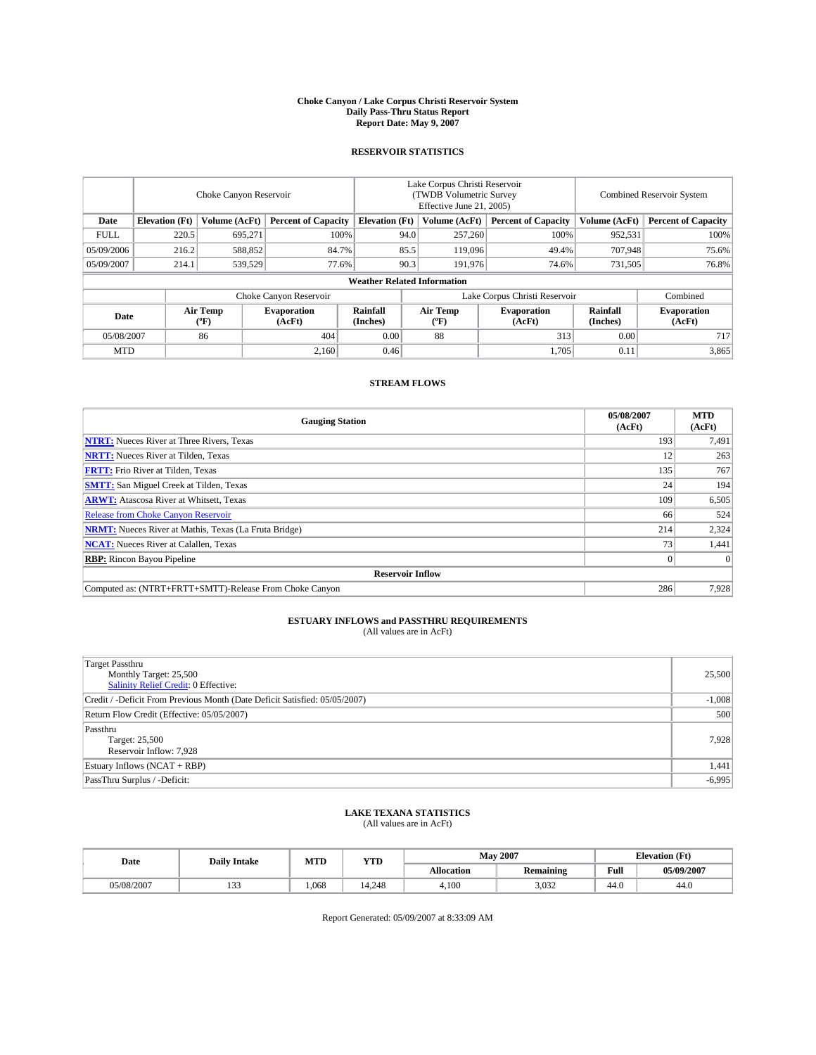# Choke Canyon / Lake Corpus Christi Reservoir System
## Daily Pass-Thru Status Report
## Report Date: May 9, 2007

### RESERVOIR STATISTICS

| | Choke Canyon Reservoir | | | Lake Corpus Christi Reservoir (TWDB Volumetric Survey Effective June 21, 2005) | | | Combined Reservoir System | |
|---|---|---|---|---|---|---|---|---|
| Date | Elevation (Ft) | Volume (AcFt) | Percent of Capacity | Elevation (Ft) | Volume (AcFt) | Percent of Capacity | Volume (AcFt) | Percent of Capacity |
| FULL | 220.5 | 695,271 | 100% | 94.0 | 257,260 | 100% | 952,531 | 100% |
| 05/09/2006 | 216.2 | 588,852 | 84.7% | 85.5 | 119,096 | 49.4% | 707,948 | 75.6% |
| 05/09/2007 | 214.1 | 539,529 | 77.6% | 90.3 | 191,976 | 74.6% | 731,505 | 76.8% |

**Weather Related Information**

| | Choke Canyon Reservoir | | | Lake Corpus Christi Reservoir | | | Combined |
|---|---|---|---|---|---|---|---|
| Date | Air Temp (°F) | Evaporation (AcFt) | Rainfall (Inches) | Air Temp (°F) | Evaporation (AcFt) | Rainfall (Inches) | Evaporation (AcFt) |
| 05/08/2007 | 86 | 404 | 0.00 | 88 | 313 | 0.00 | 717 |
| MTD | | 2,160 | 0.46 | | 1,705 | 0.11 | 3,865 |

### STREAM FLOWS

| Gauging Station | 05/08/2007 (AcFt) | MTD (AcFt) |
|---|---|---|
| **NTRT:** Nueces River at Three Rivers, Texas | 193 | 7,491 |
| **NRTT:** Nueces River at Tilden, Texas | 12 | 263 |
| **FRTT:** Frio River at Tilden, Texas | 135 | 767 |
| **SMTT:** San Miguel Creek at Tilden, Texas | 24 | 194 |
| **ARWT:** Atascosa River at Whitsett, Texas | 109 | 6,505 |
| Release from Choke Canyon Reservoir | 66 | 524 |
| **NRMT:** Nueces River at Mathis, Texas (La Fruta Bridge) | 214 | 2,324 |
| **NCAT:** Nueces River at Calallen, Texas | 73 | 1,441 |
| **RBP:** Rincon Bayou Pipeline | 0 | 0 |
| **Reservoir Inflow** | | |
| Computed as: (NTRT+FRTT+SMTT)-Release From Choke Canyon | 286 | 7,928 |

### ESTUARY INFLOWS and PASSTHRU REQUIREMENTS
(All values are in AcFt)

| | |
|---|---|
| Target Passthru<br>Monthly Target: 25,500<br>Salinity Relief Credit: 0 Effective: | 25,500 |
| Credit / -Deficit From Previous Month (Date Deficit Satisfied: 05/05/2007) | -1,008 |
| Return Flow Credit (Effective: 05/05/2007) | 500 |
| Passthru<br>Target: 25,500<br>Reservoir Inflow: 7,928 | 7,928 |
| Estuary Inflows (NCAT + RBP) | 1,441 |
| PassThru Surplus / -Deficit: | -6,995 |

### LAKE TEXANA STATISTICS
(All values are in AcFt)

| Date | Daily Intake | MTD | YTD | May 2007 | | Elevation (Ft) | |
|---|---|---|---|---|---|---|---|
| | | | | Allocation | Remaining | Full | 05/09/2007 |
| 05/08/2007 | 133 | 1,068 | 14,248 | 4,100 | 3,032 | 44.0 | 44.0 |

Report Generated: 05/09/2007 at 8:33:09 AM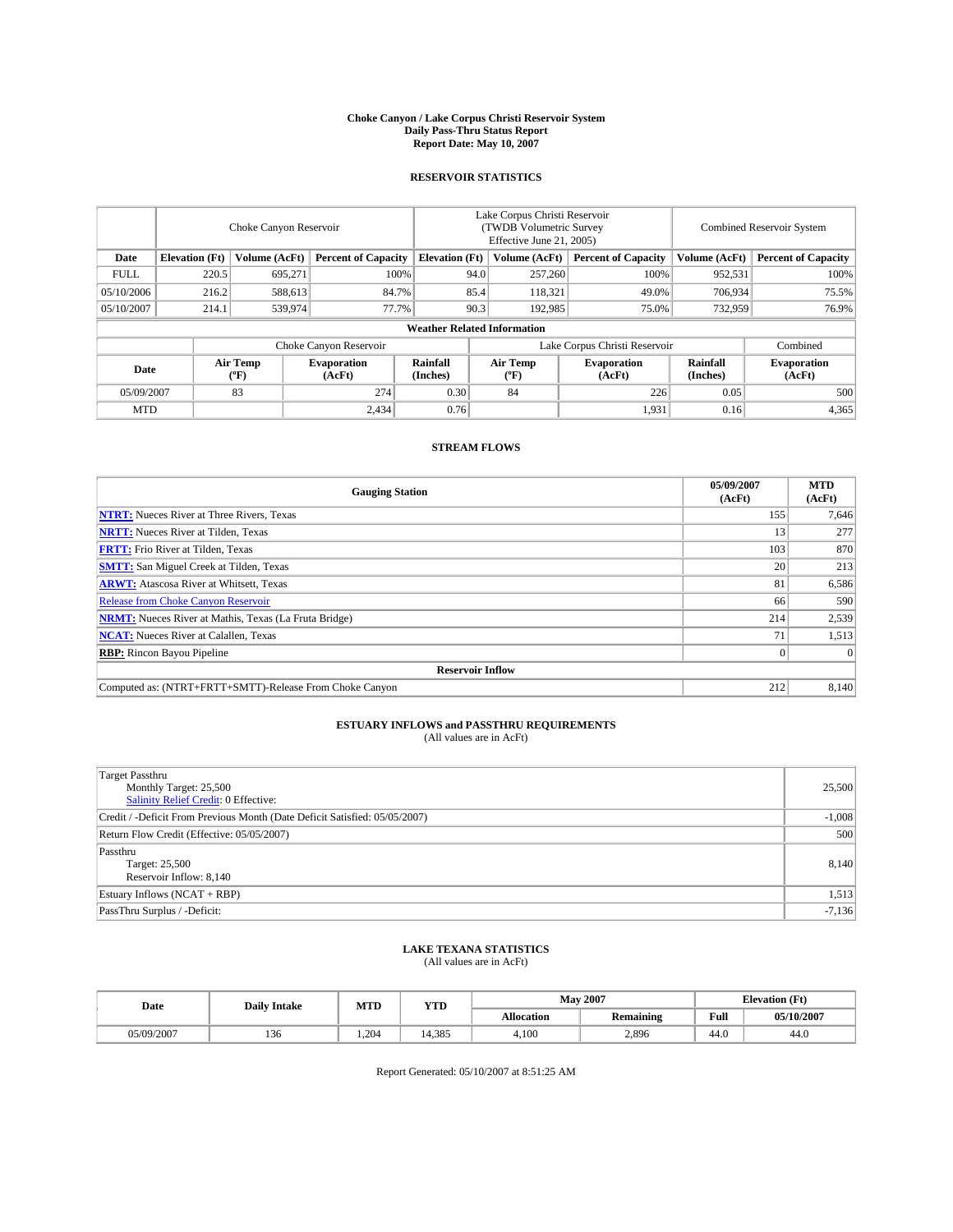# Choke Canyon / Lake Corpus Christi Reservoir System
## Daily Pass-Thru Status Report
### Report Date: May 10, 2007

## RESERVOIR STATISTICS

| | Choke Canyon Reservoir | | | Lake Corpus Christi Reservoir (TWDB Volumetric Survey Effective June 21, 2005) | | | Combined Reservoir System | |
|---|---|---|---|---|---|---|---|---|
| Date | Elevation (Ft) | Volume (AcFt) | Percent of Capacity | Elevation (Ft) | Volume (AcFt) | Percent of Capacity | Volume (AcFt) | Percent of Capacity |
| FULL | 220.5 | 695,271 | 100% | 94.0 | 257,260 | 100% | 952,531 | 100% |
| 05/10/2006 | 216.2 | 588,613 | 84.7% | 85.4 | 118,321 | 49.0% | 706,934 | 75.5% |
| 05/10/2007 | 214.1 | 539,974 | 77.7% | 90.3 | 192,985 | 75.0% | 732,959 | 76.9% |

**Weather Related Information**

| | Choke Canyon Reservoir | | | Lake Corpus Christi Reservoir | | | Combined |
|---|---|---|---|---|---|---|---|
| Date | Air Temp (ºF) | Evaporation (AcFt) | Rainfall (Inches) | Air Temp (ºF) | Evaporation (AcFt) | Rainfall (Inches) | Evaporation (AcFt) |
| 05/09/2007 | 83 | 274 | 0.30 | 84 | 226 | 0.05 | 500 |
| MTD | | 2,434 | 0.76 | | 1,931 | 0.16 | 4,365 |

## STREAM FLOWS

| Gauging Station | 05/09/2007 (AcFt) | MTD (AcFt) |
|---|---|---|
| **NTRT:** Nueces River at Three Rivers, Texas | 155 | 7,646 |
| **NRTT:** Nueces River at Tilden, Texas | 13 | 277 |
| **FRTT:** Frio River at Tilden, Texas | 103 | 870 |
| **SMTT:** San Miguel Creek at Tilden, Texas | 20 | 213 |
| **ARWT:** Atascosa River at Whitsett, Texas | 81 | 6,586 |
| Release from Choke Canyon Reservoir | 66 | 590 |
| **NRMT:** Nueces River at Mathis, Texas (La Fruta Bridge) | 214 | 2,539 |
| **NCAT:** Nueces River at Calallen, Texas | 71 | 1,513 |
| **RBP:** Rincon Bayou Pipeline | 0 | 0 |
| **Reservoir Inflow** | | |
| Computed as: (NTRT+FRTT+SMTT)-Release From Choke Canyon | 212 | 8,140 |

## ESTUARY INFLOWS and PASSTHRU REQUIREMENTS
(All values are in AcFt)

| | |
|---|---|
| Target Passthru<br>Monthly Target: 25,500<br>Salinity Relief Credit: 0 Effective: | 25,500 |
| Credit / -Deficit From Previous Month (Date Deficit Satisfied: 05/05/2007) | -1,008 |
| Return Flow Credit (Effective: 05/05/2007) | 500 |
| Passthru<br>Target: 25,500<br>Reservoir Inflow: 8,140 | 8,140 |
| Estuary Inflows (NCAT + RBP) | 1,513 |
| PassThru Surplus / -Deficit: | -7,136 |

## LAKE TEXANA STATISTICS
(All values are in AcFt)

| Date | Daily Intake | MTD | YTD | May 2007 | | Elevation (Ft) | |
|---|---|---|---|---|---|---|---|
| | | | | Allocation | Remaining | Full | 05/10/2007 |
| 05/09/2007 | 136 | 1,204 | 14,385 | 4,100 | 2,896 | 44.0 | 44.0 |

Report Generated: 05/10/2007 at 8:51:25 AM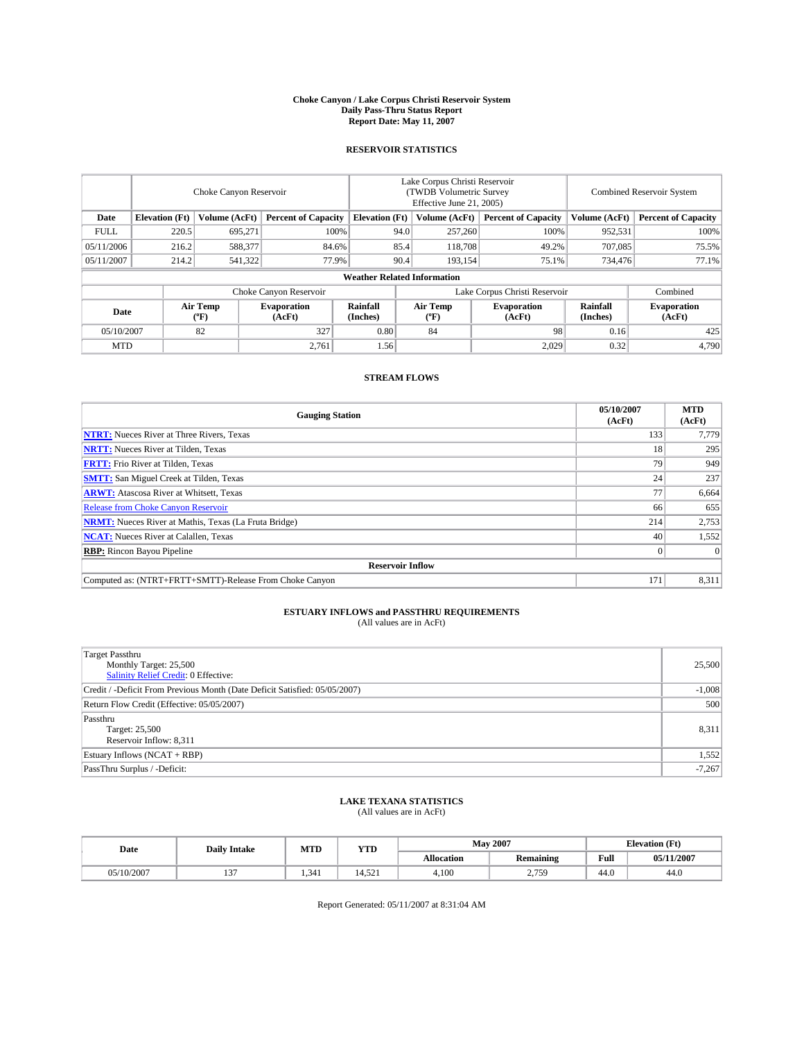# Choke Canyon / Lake Corpus Christi Reservoir System
## Daily Pass-Thru Status Report
## Report Date: May 11, 2007

### RESERVOIR STATISTICS

| | Choke Canyon Reservoir | | | Lake Corpus Christi Reservoir (TWDB Volumetric Survey Effective June 21, 2005) | | | Combined Reservoir System | |
|---|---|---|---|---|---|---|---|---|
| Date | Elevation (Ft) | Volume (AcFt) | Percent of Capacity | Elevation (Ft) | Volume (AcFt) | Percent of Capacity | Volume (AcFt) | Percent of Capacity |
| FULL | 220.5 | 695,271 | 100% | 94.0 | 257,260 | 100% | 952,531 | 100% |
| 05/11/2006 | 216.2 | 588,377 | 84.6% | 85.4 | 118,708 | 49.2% | 707,085 | 75.5% |
| 05/11/2007 | 214.2 | 541,322 | 77.9% | 90.4 | 193,154 | 75.1% | 734,476 | 77.1% |

**Weather Related Information**

| | Choke Canyon Reservoir | | | Lake Corpus Christi Reservoir | | | Combined |
|---|---|---|---|---|---|---|---|
| Date | Air Temp (ºF) | Evaporation (AcFt) | Rainfall (Inches) | Air Temp (ºF) | Evaporation (AcFt) | Rainfall (Inches) | Evaporation (AcFt) |
| 05/10/2007 | 82 | 327 | 0.80 | 84 | 98 | 0.16 | 425 |
| MTD | | 2,761 | 1.56 | | 2,029 | 0.32 | 4,790 |

### STREAM FLOWS

| Gauging Station | 05/10/2007 (AcFt) | MTD (AcFt) |
|---|---|---|
| **NTRT:** Nueces River at Three Rivers, Texas | 133 | 7,779 |
| **NRTT:** Nueces River at Tilden, Texas | 18 | 295 |
| **FRTT:** Frio River at Tilden, Texas | 79 | 949 |
| **SMTT:** San Miguel Creek at Tilden, Texas | 24 | 237 |
| **ARWT:** Atascosa River at Whitsett, Texas | 77 | 6,664 |
| Release from Choke Canyon Reservoir | 66 | 655 |
| **NRMT:** Nueces River at Mathis, Texas (La Fruta Bridge) | 214 | 2,753 |
| **NCAT:** Nueces River at Calallen, Texas | 40 | 1,552 |
| **RBP:** Rincon Bayou Pipeline | 0 | 0 |
| **Reservoir Inflow** | | |
| Computed as: (NTRT+FRTT+SMTT)-Release From Choke Canyon | 171 | 8,311 |

### ESTUARY INFLOWS and PASSTHRU REQUIREMENTS
(All values are in AcFt)

| | |
|---|---|
| Target Passthru<br>Monthly Target: 25,500<br>Salinity Relief Credit: 0 Effective: | 25,500 |
| Credit / -Deficit From Previous Month (Date Deficit Satisfied: 05/05/2007) | -1,008 |
| Return Flow Credit (Effective: 05/05/2007) | 500 |
| Passthru<br>Target: 25,500<br>Reservoir Inflow: 8,311 | 8,311 |
| Estuary Inflows (NCAT + RBP) | 1,552 |
| PassThru Surplus / -Deficit: | -7,267 |

### LAKE TEXANA STATISTICS
(All values are in AcFt)

| Date | Daily Intake | MTD | YTD | May 2007 | | Elevation (Ft) | |
|---|---|---|---|---|---|---|---|
| | | | | Allocation | Remaining | Full | 05/11/2007 |
| 05/10/2007 | 137 | 1,341 | 14,521 | 4,100 | 2,759 | 44.0 | 44.0 |

Report Generated: 05/11/2007 at 8:31:04 AM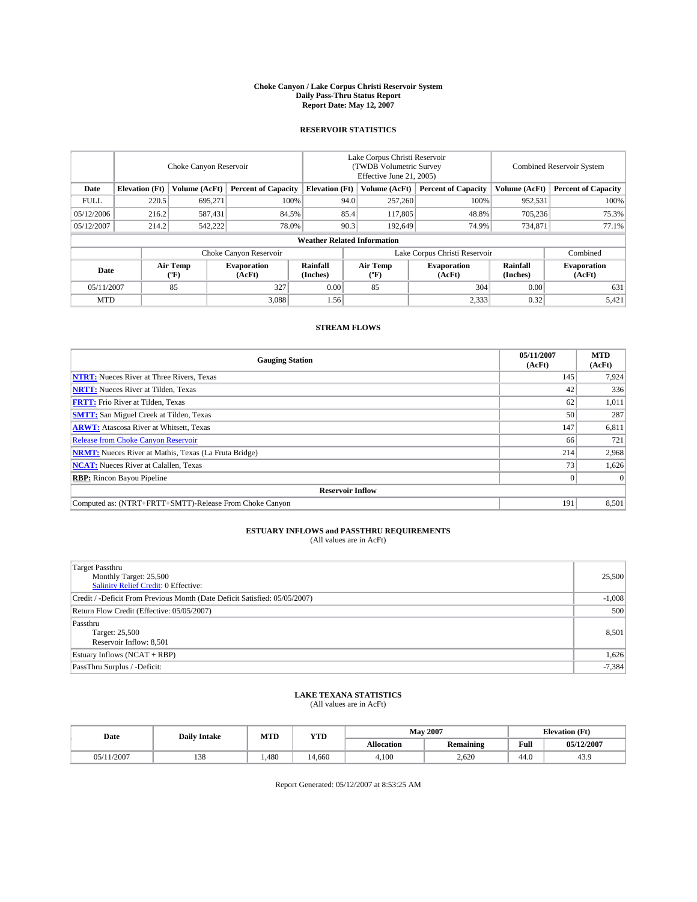# Choke Canyon / Lake Corpus Christi Reservoir System
## Daily Pass-Thru Status Report
### Report Date: May 12, 2007

## RESERVOIR STATISTICS

| | Choke Canyon Reservoir | | | Lake Corpus Christi Reservoir (TWDB Volumetric Survey Effective June 21, 2005) | | | Combined Reservoir System | |
|---|---|---|---|---|---|---|---|---|
| Date | Elevation (Ft) | Volume (AcFt) | Percent of Capacity | Elevation (Ft) | Volume (AcFt) | Percent of Capacity | Volume (AcFt) | Percent of Capacity |
| FULL | 220.5 | 695,271 | 100% | 94.0 | 257,260 | 100% | 952,531 | 100% |
| 05/12/2006 | 216.2 | 587,431 | 84.5% | 85.4 | 117,805 | 48.8% | 705,236 | 75.3% |
| 05/12/2007 | 214.2 | 542,222 | 78.0% | 90.3 | 192,649 | 74.9% | 734,871 | 77.1% |

**Weather Related Information**

| | Choke Canyon Reservoir | | | Lake Corpus Christi Reservoir | | | Combined |
|---|---|---|---|---|---|---|---|
| Date | Air Temp (ºF) | Evaporation (AcFt) | Rainfall (Inches) | Air Temp (ºF) | Evaporation (AcFt) | Rainfall (Inches) | Evaporation (AcFt) |
| 05/11/2007 | 85 | 327 | 0.00 | 85 | 304 | 0.00 | 631 |
| MTD | | 3,088 | 1.56 | | 2,333 | 0.32 | 5,421 |

## STREAM FLOWS

| Gauging Station | 05/11/2007 (AcFt) | MTD (AcFt) |
|---|---|---|
| **NTRT:** Nueces River at Three Rivers, Texas | 145 | 7,924 |
| **NRTT:** Nueces River at Tilden, Texas | 42 | 336 |
| **FRTT:** Frio River at Tilden, Texas | 62 | 1,011 |
| **SMTT:** San Miguel Creek at Tilden, Texas | 50 | 287 |
| **ARWT:** Atascosa River at Whitsett, Texas | 147 | 6,811 |
| Release from Choke Canyon Reservoir | 66 | 721 |
| **NRMT:** Nueces River at Mathis, Texas (La Fruta Bridge) | 214 | 2,968 |
| **NCAT:** Nueces River at Calallen, Texas | 73 | 1,626 |
| **RBP:** Rincon Bayou Pipeline | 0 | 0 |
| **Reservoir Inflow** | | |
| Computed as: (NTRT+FRTT+SMTT)-Release From Choke Canyon | 191 | 8,501 |

## ESTUARY INFLOWS and PASSTHRU REQUIREMENTS
(All values are in AcFt)

| | |
|---|---|
| Target Passthru<br>Monthly Target: 25,500<br>Salinity Relief Credit: 0 Effective: | 25,500 |
| Credit / -Deficit From Previous Month (Date Deficit Satisfied: 05/05/2007) | -1,008 |
| Return Flow Credit (Effective: 05/05/2007) | 500 |
| Passthru<br>Target: 25,500<br>Reservoir Inflow: 8,501 | 8,501 |
| Estuary Inflows (NCAT + RBP) | 1,626 |
| PassThru Surplus / -Deficit: | -7,384 |

## LAKE TEXANA STATISTICS
(All values are in AcFt)

| Date | Daily Intake | MTD | YTD | May 2007 | | Elevation (Ft) | |
|---|---|---|---|---|---|---|---|
| | | | | Allocation | Remaining | Full | 05/12/2007 |
| 05/11/2007 | 138 | 1,480 | 14,660 | 4,100 | 2,620 | 44.0 | 43.9 |

Report Generated: 05/12/2007 at 8:53:25 AM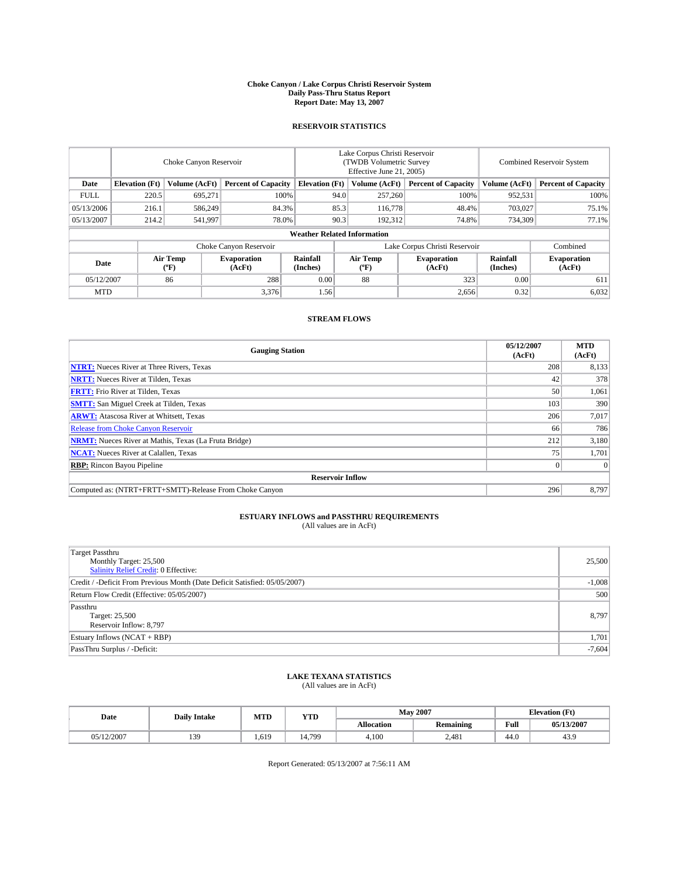# Choke Canyon / Lake Corpus Christi Reservoir System
## Daily Pass-Thru Status Report
### Report Date: May 13, 2007

## RESERVOIR STATISTICS

| | Choke Canyon Reservoir | | | Lake Corpus Christi Reservoir (TWDB Volumetric Survey Effective June 21, 2005) | | | Combined Reservoir System | |
|---|---|---|---|---|---|---|---|---|
| Date | Elevation (Ft) | Volume (AcFt) | Percent of Capacity | Elevation (Ft) | Volume (AcFt) | Percent of Capacity | Volume (AcFt) | Percent of Capacity |
| FULL | 220.5 | 695,271 | 100% | 94.0 | 257,260 | 100% | 952,531 | 100% |
| 05/13/2006 | 216.1 | 586,249 | 84.3% | 85.3 | 116,778 | 48.4% | 703,027 | 75.1% |
| 05/13/2007 | 214.2 | 541,997 | 78.0% | 90.3 | 192,312 | 74.8% | 734,309 | 77.1% |

**Weather Related Information**

| | Choke Canyon Reservoir | | | Lake Corpus Christi Reservoir | | | Combined |
|---|---|---|---|---|---|---|---|
| Date | Air Temp (°F) | Evaporation (AcFt) | Rainfall (Inches) | Air Temp (°F) | Evaporation (AcFt) | Rainfall (Inches) | Evaporation (AcFt) |
| 05/12/2007 | 86 | 288 | 0.00 | 88 | 323 | 0.00 | 611 |
| MTD | | 3,376 | 1.56 | | 2,656 | 0.32 | 6,032 |

## STREAM FLOWS

| Gauging Station | 05/12/2007 (AcFt) | MTD (AcFt) |
|---|---|---|
| **NTRT:** Nueces River at Three Rivers, Texas | 208 | 8,133 |
| **NRTT:** Nueces River at Tilden, Texas | 42 | 378 |
| **FRTT:** Frio River at Tilden, Texas | 50 | 1,061 |
| **SMTT:** San Miguel Creek at Tilden, Texas | 103 | 390 |
| **ARWT:** Atascosa River at Whitsett, Texas | 206 | 7,017 |
| Release from Choke Canyon Reservoir | 66 | 786 |
| **NRMT:** Nueces River at Mathis, Texas (La Fruta Bridge) | 212 | 3,180 |
| **NCAT:** Nueces River at Calallen, Texas | 75 | 1,701 |
| **RBP:** Rincon Bayou Pipeline | 0 | 0 |
| **Reservoir Inflow** | | |
| Computed as: (NTRT+FRTT+SMTT)-Release From Choke Canyon | 296 | 8,797 |

## ESTUARY INFLOWS and PASSTHRU REQUIREMENTS
(All values are in AcFt)

| | |
|---|---|
| Target Passthru<br>Monthly Target: 25,500<br>Salinity Relief Credit: 0 Effective: | 25,500 |
| Credit / -Deficit From Previous Month (Date Deficit Satisfied: 05/05/2007) | -1,008 |
| Return Flow Credit (Effective: 05/05/2007) | 500 |
| Passthru<br>Target: 25,500<br>Reservoir Inflow: 8,797 | 8,797 |
| Estuary Inflows (NCAT + RBP) | 1,701 |
| PassThru Surplus / -Deficit: | -7,604 |

## LAKE TEXANA STATISTICS
(All values are in AcFt)

| Date | Daily Intake | MTD | YTD | May 2007 | | Elevation (Ft) | |
|---|---|---|---|---|---|---|---|
| | | | | Allocation | Remaining | Full | 05/13/2007 |
| 05/12/2007 | 139 | 1,619 | 14,799 | 4,100 | 2,481 | 44.0 | 43.9 |

Report Generated: 05/13/2007 at 7:56:11 AM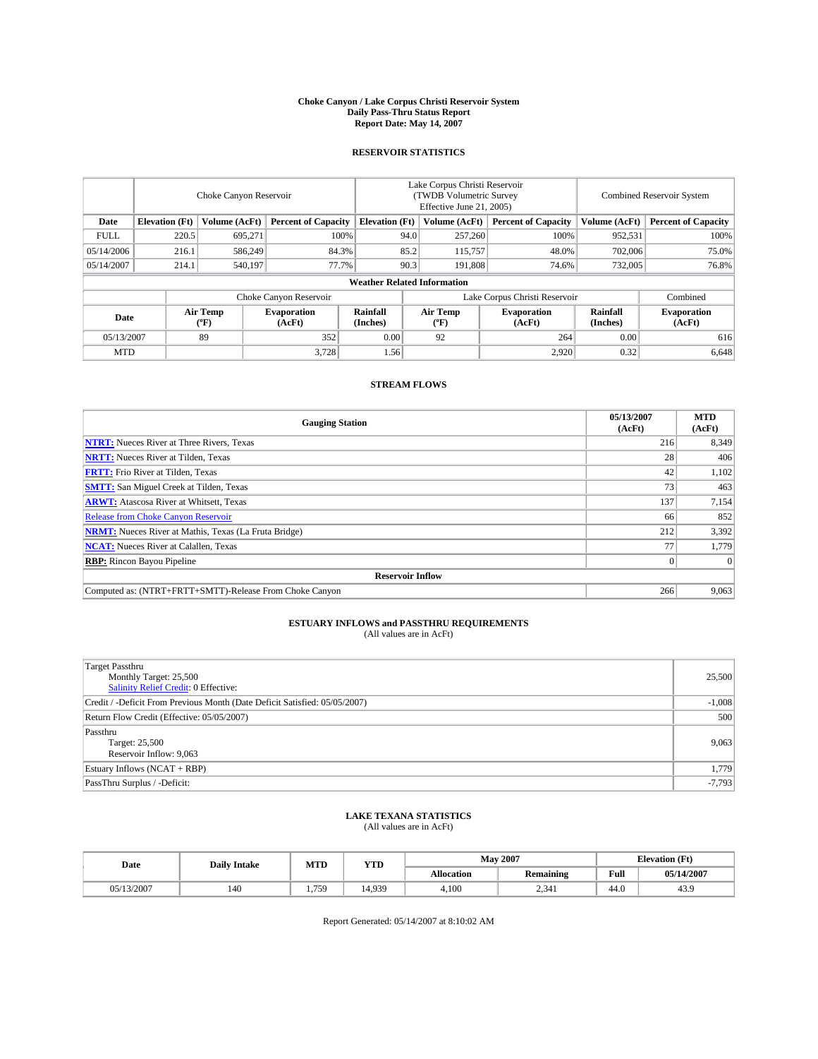# Choke Canyon / Lake Corpus Christi Reservoir System
## Daily Pass-Thru Status Report
## Report Date: May 14, 2007

### RESERVOIR STATISTICS

| | Choke Canyon Reservoir | | | Lake Corpus Christi Reservoir (TWDB Volumetric Survey Effective June 21, 2005) | | | Combined Reservoir System | |
|---|---|---|---|---|---|---|---|---|
| Date | Elevation (Ft) | Volume (AcFt) | Percent of Capacity | Elevation (Ft) | Volume (AcFt) | Percent of Capacity | Volume (AcFt) | Percent of Capacity |
| FULL | 220.5 | 695,271 | 100% | 94.0 | 257,260 | 100% | 952,531 | 100% |
| 05/14/2006 | 216.1 | 586,249 | 84.3% | 85.2 | 115,757 | 48.0% | 702,006 | 75.0% |
| 05/14/2007 | 214.1 | 540,197 | 77.7% | 90.3 | 191,808 | 74.6% | 732,005 | 76.8% |

**Weather Related Information**

| | Choke Canyon Reservoir | | | Lake Corpus Christi Reservoir | | | Combined |
|---|---|---|---|---|---|---|---|
| Date | Air Temp (°F) | Evaporation (AcFt) | Rainfall (Inches) | Air Temp (°F) | Evaporation (AcFt) | Rainfall (Inches) | Evaporation (AcFt) |
| 05/13/2007 | 89 | 352 | 0.00 | 92 | 264 | 0.00 | 616 |
| MTD | | 3,728 | 1.56 | | 2,920 | 0.32 | 6,648 |

### STREAM FLOWS

| Gauging Station | 05/13/2007 (AcFt) | MTD (AcFt) |
|---|---|---|
| **NTRT:** Nueces River at Three Rivers, Texas | 216 | 8,349 |
| **NRTT:** Nueces River at Tilden, Texas | 28 | 406 |
| **FRTT:** Frio River at Tilden, Texas | 42 | 1,102 |
| **SMTT:** San Miguel Creek at Tilden, Texas | 73 | 463 |
| **ARWT:** Atascosa River at Whitsett, Texas | 137 | 7,154 |
| Release from Choke Canyon Reservoir | 66 | 852 |
| **NRMT:** Nueces River at Mathis, Texas (La Fruta Bridge) | 212 | 3,392 |
| **NCAT:** Nueces River at Calallen, Texas | 77 | 1,779 |
| **RBP:** Rincon Bayou Pipeline | 0 | 0 |
| **Reservoir Inflow** | | |
| Computed as: (NTRT+FRTT+SMTT)-Release From Choke Canyon | 266 | 9,063 |

### ESTUARY INFLOWS and PASSTHRU REQUIREMENTS
(All values are in AcFt)

| | |
|---|---|
| Target Passthru<br>Monthly Target: 25,500<br>Salinity Relief Credit: 0 Effective: | 25,500 |
| Credit / -Deficit From Previous Month (Date Deficit Satisfied: 05/05/2007) | -1,008 |
| Return Flow Credit (Effective: 05/05/2007) | 500 |
| Passthru<br>Target: 25,500<br>Reservoir Inflow: 9,063 | 9,063 |
| Estuary Inflows (NCAT + RBP) | 1,779 |
| PassThru Surplus / -Deficit: | -7,793 |

### LAKE TEXANA STATISTICS
(All values are in AcFt)

| Date | Daily Intake | MTD | YTD | May 2007 | | Elevation (Ft) | |
|---|---|---|---|---|---|---|---|
| | | | | Allocation | Remaining | Full | 05/14/2007 |
| 05/13/2007 | 140 | 1,759 | 14,939 | 4,100 | 2,341 | 44.0 | 43.9 |

Report Generated: 05/14/2007 at 8:10:02 AM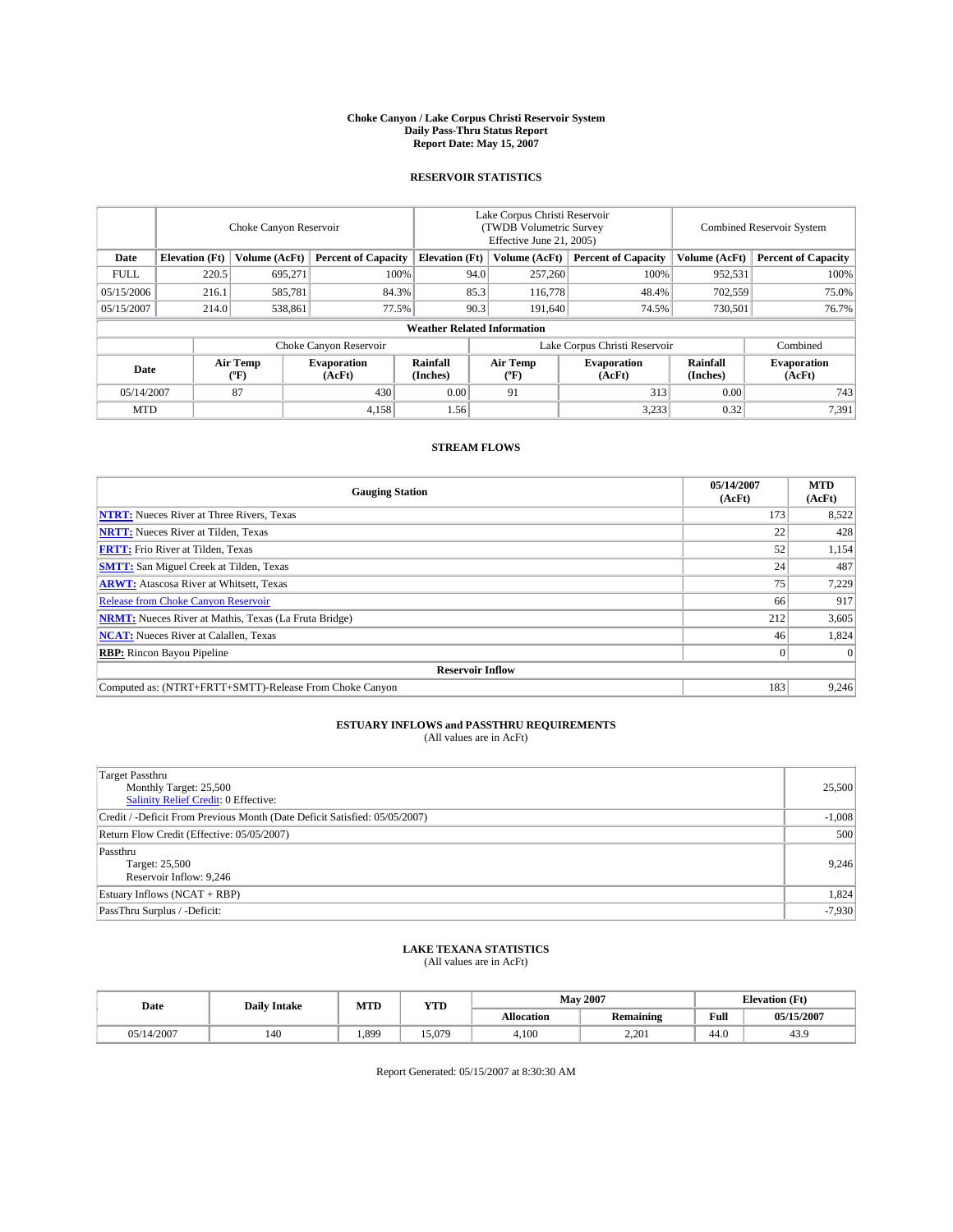# Choke Canyon / Lake Corpus Christi Reservoir System
## Daily Pass-Thru Status Report
### Report Date: May 15, 2007

## RESERVOIR STATISTICS

| | Choke Canyon Reservoir | | | Lake Corpus Christi Reservoir (TWDB Volumetric Survey Effective June 21, 2005) | | | Combined Reservoir System | |
|---|---|---|---|---|---|---|---|---|
| Date | Elevation (Ft) | Volume (AcFt) | Percent of Capacity | Elevation (Ft) | Volume (AcFt) | Percent of Capacity | Volume (AcFt) | Percent of Capacity |
| FULL | 220.5 | 695,271 | 100% | 94.0 | 257,260 | 100% | 952,531 | 100% |
| 05/15/2006 | 216.1 | 585,781 | 84.3% | 85.3 | 116,778 | 48.4% | 702,559 | 75.0% |
| 05/15/2007 | 214.0 | 538,861 | 77.5% | 90.3 | 191,640 | 74.5% | 730,501 | 76.7% |

**Weather Related Information**

| | Choke Canyon Reservoir | | | Lake Corpus Christi Reservoir | | | Combined |
|---|---|---|---|---|---|---|---|
| Date | Air Temp (°F) | Evaporation (AcFt) | Rainfall (Inches) | Air Temp (°F) | Evaporation (AcFt) | Rainfall (Inches) | Evaporation (AcFt) |
| 05/14/2007 | 87 | 430 | 0.00 | 91 | 313 | 0.00 | 743 |
| MTD | | 4,158 | 1.56 | | 3,233 | 0.32 | 7,391 |

## STREAM FLOWS

| Gauging Station | 05/14/2007 (AcFt) | MTD (AcFt) |
|---|---|---|
| **NTRT:** Nueces River at Three Rivers, Texas | 173 | 8,522 |
| **NRTT:** Nueces River at Tilden, Texas | 22 | 428 |
| **FRTT:** Frio River at Tilden, Texas | 52 | 1,154 |
| **SMTT:** San Miguel Creek at Tilden, Texas | 24 | 487 |
| **ARWT:** Atascosa River at Whitsett, Texas | 75 | 7,229 |
| Release from Choke Canyon Reservoir | 66 | 917 |
| **NRMT:** Nueces River at Mathis, Texas (La Fruta Bridge) | 212 | 3,605 |
| **NCAT:** Nueces River at Calallen, Texas | 46 | 1,824 |
| **RBP:** Rincon Bayou Pipeline | 0 | 0 |
| **Reservoir Inflow** | | |
| Computed as: (NTRT+FRTT+SMTT)-Release From Choke Canyon | 183 | 9,246 |

## ESTUARY INFLOWS and PASSTHRU REQUIREMENTS
(All values are in AcFt)

| | |
|---|---|
| Target Passthru<br>Monthly Target: 25,500<br>Salinity Relief Credit: 0 Effective: | 25,500 |
| Credit / -Deficit From Previous Month (Date Deficit Satisfied: 05/05/2007) | -1,008 |
| Return Flow Credit (Effective: 05/05/2007) | 500 |
| Passthru<br>Target: 25,500<br>Reservoir Inflow: 9,246 | 9,246 |
| Estuary Inflows (NCAT + RBP) | 1,824 |
| PassThru Surplus / -Deficit: | -7,930 |

## LAKE TEXANA STATISTICS
(All values are in AcFt)

| Date | Daily Intake | MTD | YTD | May 2007 | | Elevation (Ft) | |
|---|---|---|---|---|---|---|---|
| | | | | Allocation | Remaining | Full | 05/15/2007 |
| 05/14/2007 | 140 | 1,899 | 15,079 | 4,100 | 2,201 | 44.0 | 43.9 |

Report Generated: 05/15/2007 at 8:30:30 AM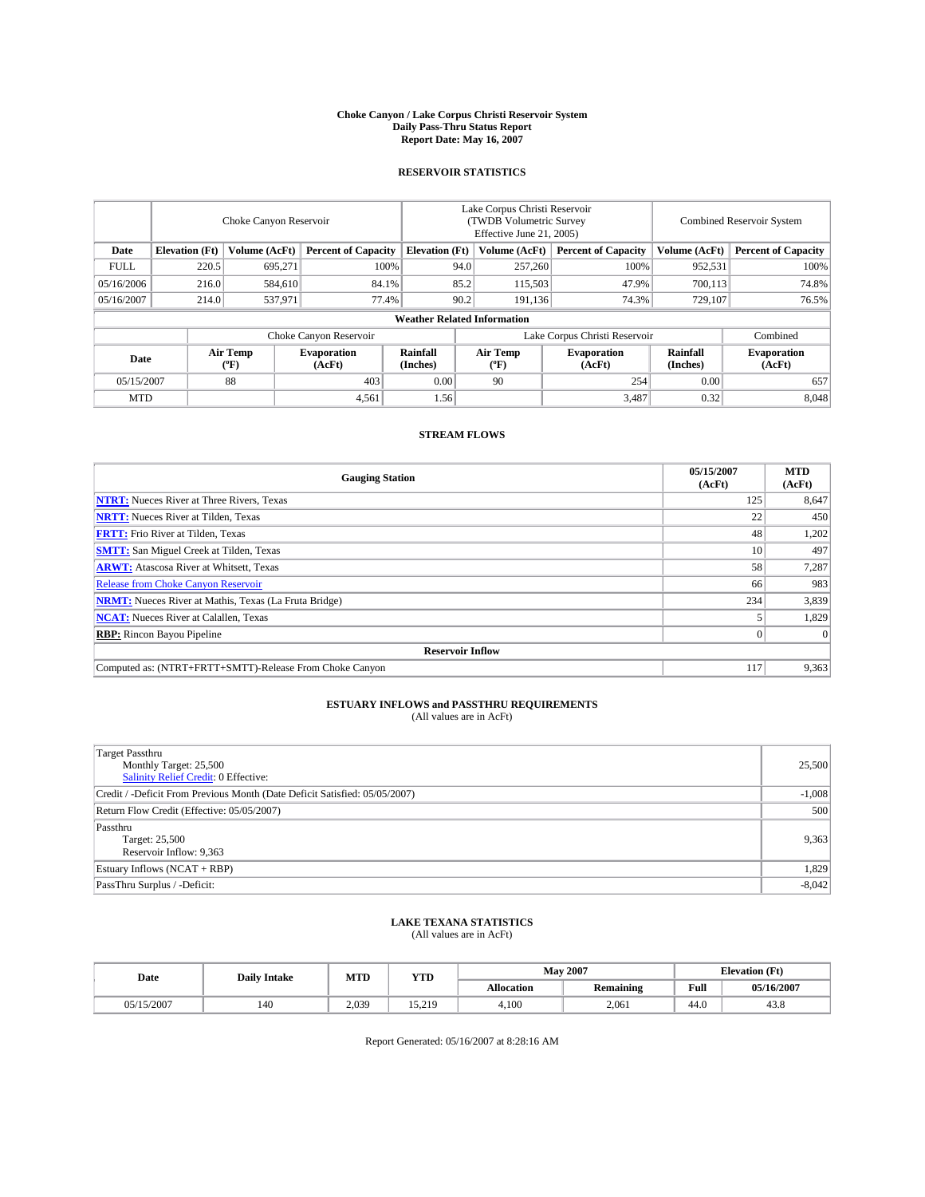# Choke Canyon / Lake Corpus Christi Reservoir System
## Daily Pass-Thru Status Report
## Report Date: May 16, 2007

### RESERVOIR STATISTICS

| | Choke Canyon Reservoir | | | Lake Corpus Christi Reservoir (TWDB Volumetric Survey Effective June 21, 2005) | | | Combined Reservoir System | |
|---|---|---|---|---|---|---|---|---|
| Date | Elevation (Ft) | Volume (AcFt) | Percent of Capacity | Elevation (Ft) | Volume (AcFt) | Percent of Capacity | Volume (AcFt) | Percent of Capacity |
| FULL | 220.5 | 695,271 | 100% | 94.0 | 257,260 | 100% | 952,531 | 100% |
| 05/16/2006 | 216.0 | 584,610 | 84.1% | 85.2 | 115,503 | 47.9% | 700,113 | 74.8% |
| 05/16/2007 | 214.0 | 537,971 | 77.4% | 90.2 | 191,136 | 74.3% | 729,107 | 76.5% |

**Weather Related Information**

| | Choke Canyon Reservoir | | | Lake Corpus Christi Reservoir | | | Combined |
|---|---|---|---|---|---|---|---|
| Date | Air Temp (°F) | Evaporation (AcFt) | Rainfall (Inches) | Air Temp (°F) | Evaporation (AcFt) | Rainfall (Inches) | Evaporation (AcFt) |
| 05/15/2007 | 88 | 403 | 0.00 | 90 | 254 | 0.00 | 657 |
| MTD | | 4,561 | 1.56 | | 3,487 | 0.32 | 8,048 |

### STREAM FLOWS

| Gauging Station | 05/15/2007 (AcFt) | MTD (AcFt) |
|---|---|---|
| **NTRT:** Nueces River at Three Rivers, Texas | 125 | 8,647 |
| **NRTT:** Nueces River at Tilden, Texas | 22 | 450 |
| **FRTT:** Frio River at Tilden, Texas | 48 | 1,202 |
| **SMTT:** San Miguel Creek at Tilden, Texas | 10 | 497 |
| **ARWT:** Atascosa River at Whitsett, Texas | 58 | 7,287 |
| Release from Choke Canyon Reservoir | 66 | 983 |
| **NRMT:** Nueces River at Mathis, Texas (La Fruta Bridge) | 234 | 3,839 |
| **NCAT:** Nueces River at Calallen, Texas | 5 | 1,829 |
| **RBP:** Rincon Bayou Pipeline | 0 | 0 |
| **Reservoir Inflow** | | |
| Computed as: (NTRT+FRTT+SMTT)-Release From Choke Canyon | 117 | 9,363 |

### ESTUARY INFLOWS and PASSTHRU REQUIREMENTS
(All values are in AcFt)

| | |
|---|---|
| Target Passthru<br>Monthly Target: 25,500<br>Salinity Relief Credit: 0 Effective: | 25,500 |
| Credit / -Deficit From Previous Month (Date Deficit Satisfied: 05/05/2007) | -1,008 |
| Return Flow Credit (Effective: 05/05/2007) | 500 |
| Passthru<br>Target: 25,500<br>Reservoir Inflow: 9,363 | 9,363 |
| Estuary Inflows (NCAT + RBP) | 1,829 |
| PassThru Surplus / -Deficit: | -8,042 |

### LAKE TEXANA STATISTICS
(All values are in AcFt)

| Date | Daily Intake | MTD | YTD | May 2007 | | Elevation (Ft) | |
|---|---|---|---|---|---|---|---|
| | | | | Allocation | Remaining | Full | 05/16/2007 |
| 05/15/2007 | 140 | 2,039 | 15,219 | 4,100 | 2,061 | 44.0 | 43.8 |

Report Generated: 05/16/2007 at 8:28:16 AM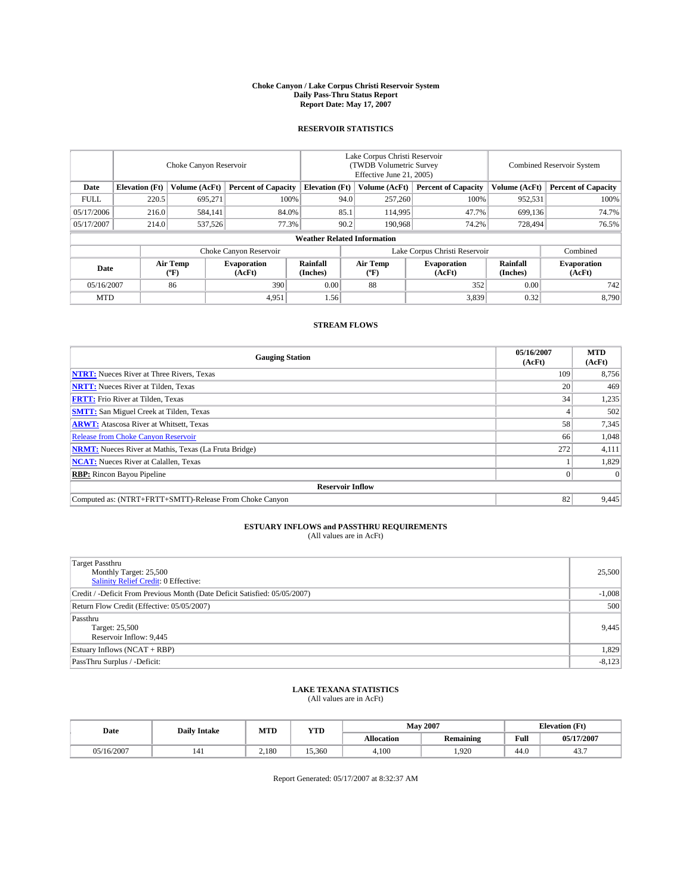# Choke Canyon / Lake Corpus Christi Reservoir System
## Daily Pass-Thru Status Report
### Report Date: May 17, 2007

## RESERVOIR STATISTICS

| | Choke Canyon Reservoir | | | Lake Corpus Christi Reservoir (TWDB Volumetric Survey Effective June 21, 2005) | | | Combined Reservoir System | |
|---|---|---|---|---|---|---|---|---|
| Date | Elevation (Ft) | Volume (AcFt) | Percent of Capacity | Elevation (Ft) | Volume (AcFt) | Percent of Capacity | Volume (AcFt) | Percent of Capacity |
| FULL | 220.5 | 695,271 | 100% | 94.0 | 257,260 | 100% | 952,531 | 100% |
| 05/17/2006 | 216.0 | 584,141 | 84.0% | 85.1 | 114,995 | 47.7% | 699,136 | 74.7% |
| 05/17/2007 | 214.0 | 537,526 | 77.3% | 90.2 | 190,968 | 74.2% | 728,494 | 76.5% |

### Weather Related Information

| | Choke Canyon Reservoir | | | Lake Corpus Christi Reservoir | | | Combined |
|---|---|---|---|---|---|---|---|
| Date | Air Temp (°F) | Evaporation (AcFt) | Rainfall (Inches) | Air Temp (°F) | Evaporation (AcFt) | Rainfall (Inches) | Evaporation (AcFt) |
| 05/16/2007 | 86 | 390 | 0.00 | 88 | 352 | 0.00 | 742 |
| MTD | | 4,951 | 1.56 | | 3,839 | 0.32 | 8,790 |

## STREAM FLOWS

| Gauging Station | 05/16/2007 (AcFt) | MTD (AcFt) |
|---|---|---|
| **NTRT:** Nueces River at Three Rivers, Texas | 109 | 8,756 |
| **NRTT:** Nueces River at Tilden, Texas | 20 | 469 |
| **FRTT:** Frio River at Tilden, Texas | 34 | 1,235 |
| **SMTT:** San Miguel Creek at Tilden, Texas | 4 | 502 |
| **ARWT:** Atascosa River at Whitsett, Texas | 58 | 7,345 |
| Release from Choke Canyon Reservoir | 66 | 1,048 |
| **NRMT:** Nueces River at Mathis, Texas (La Fruta Bridge) | 272 | 4,111 |
| **NCAT:** Nueces River at Calallen, Texas | 1 | 1,829 |
| **RBP:** Rincon Bayou Pipeline | 0 | 0 |
| **Reservoir Inflow** | | |
| Computed as: (NTRT+FRTT+SMTT)-Release From Choke Canyon | 82 | 9,445 |

## ESTUARY INFLOWS and PASSTHRU REQUIREMENTS
(All values are in AcFt)

| | |
|---|---|
| Target Passthru<br>Monthly Target: 25,500<br>Salinity Relief Credit: 0 Effective: | 25,500 |
| Credit / -Deficit From Previous Month (Date Deficit Satisfied: 05/05/2007) | -1,008 |
| Return Flow Credit (Effective: 05/05/2007) | 500 |
| Passthru<br>Target: 25,500<br>Reservoir Inflow: 9,445 | 9,445 |
| Estuary Inflows (NCAT + RBP) | 1,829 |
| PassThru Surplus / -Deficit: | -8,123 |

## LAKE TEXANA STATISTICS
(All values are in AcFt)

| Date | Daily Intake | MTD | YTD | May 2007 | | Elevation (Ft) | |
|---|---|---|---|---|---|---|---|
| | | | | Allocation | Remaining | Full | 05/17/2007 |
| 05/16/2007 | 141 | 2,180 | 15,360 | 4,100 | 1,920 | 44.0 | 43.7 |

Report Generated: 05/17/2007 at 8:32:37 AM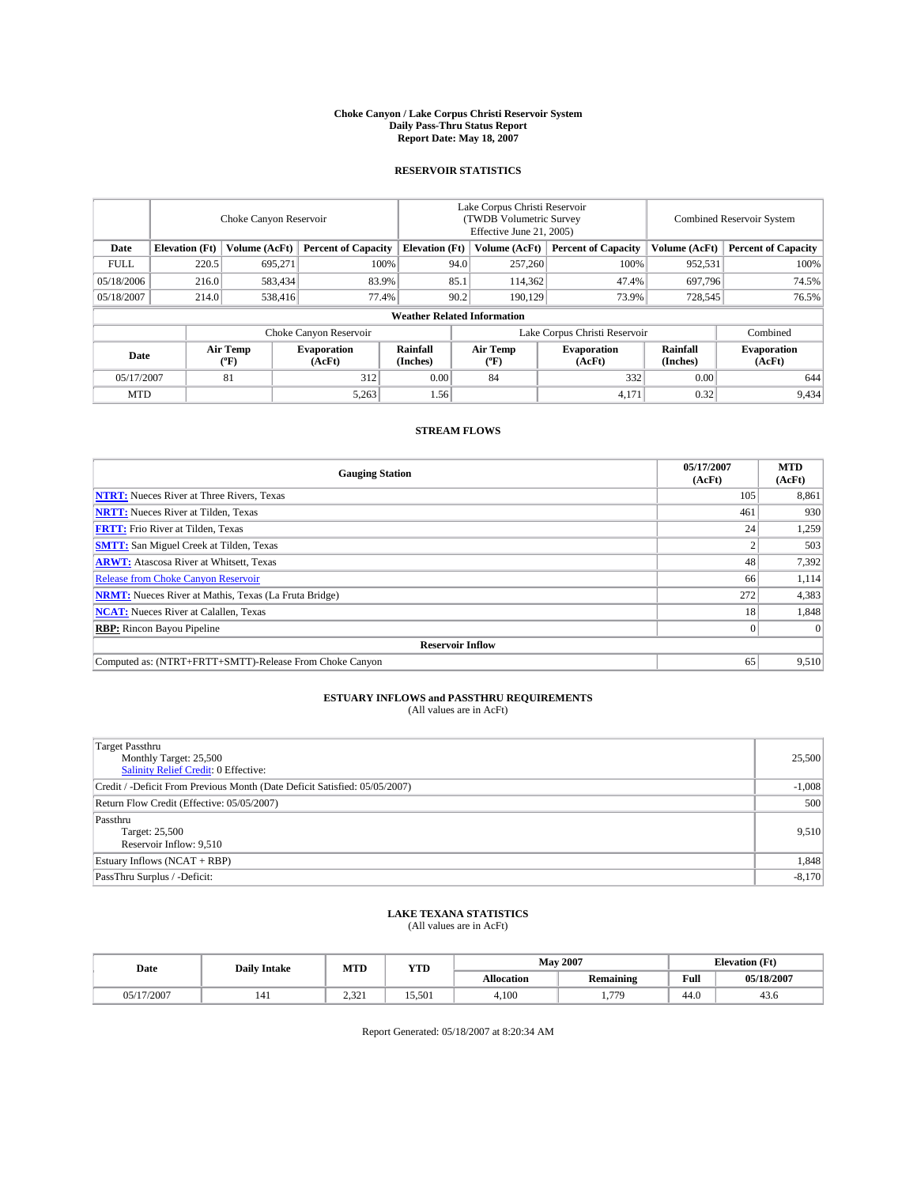**Choke Canyon / Lake Corpus Christi Reservoir System**
**Daily Pass-Thru Status Report**
**Report Date: May 18, 2007**

## RESERVOIR STATISTICS

| | Choke Canyon Reservoir | | | Lake Corpus Christi Reservoir (TWDB Volumetric Survey Effective June 21, 2005) | | | Combined Reservoir System | |
|---|---|---|---|---|---|---|---|---|
| **Date** | **Elevation (Ft)** | **Volume (AcFt)** | **Percent of Capacity** | **Elevation (Ft)** | **Volume (AcFt)** | **Percent of Capacity** | **Volume (AcFt)** | **Percent of Capacity** |
| FULL | 220.5 | 695,271 | 100% | 94.0 | 257,260 | 100% | 952,531 | 100% |
| 05/18/2006 | 216.0 | 583,434 | 83.9% | 85.1 | 114,362 | 47.4% | 697,796 | 74.5% |
| 05/18/2007 | 214.0 | 538,416 | 77.4% | 90.2 | 190,129 | 73.9% | 728,545 | 76.5% |

**Weather Related Information**

| | Choke Canyon Reservoir | | | Lake Corpus Christi Reservoir | | | Combined |
|---|---|---|---|---|---|---|---|
| **Date** | **Air Temp (ºF)** | **Evaporation (AcFt)** | **Rainfall (Inches)** | **Air Temp (ºF)** | **Evaporation (AcFt)** | **Rainfall (Inches)** | **Evaporation (AcFt)** |
| 05/17/2007 | 81 | 312 | 0.00 | 84 | 332 | 0.00 | 644 |
| MTD | | 5,263 | 1.56 | | 4,171 | 0.32 | 9,434 |

## STREAM FLOWS

| Gauging Station | 05/17/2007 (AcFt) | MTD (AcFt) |
|---|---|---|
| **NTRT:** Nueces River at Three Rivers, Texas | 105 | 8,861 |
| **NRTT:** Nueces River at Tilden, Texas | 461 | 930 |
| **FRTT:** Frio River at Tilden, Texas | 24 | 1,259 |
| **SMTT:** San Miguel Creek at Tilden, Texas | 2 | 503 |
| **ARWT:** Atascosa River at Whitsett, Texas | 48 | 7,392 |
| Release from Choke Canyon Reservoir | 66 | 1,114 |
| **NRMT:** Nueces River at Mathis, Texas (La Fruta Bridge) | 272 | 4,383 |
| **NCAT:** Nueces River at Calallen, Texas | 18 | 1,848 |
| **RBP:** Rincon Bayou Pipeline | 0 | 0 |
| **Reservoir Inflow** | | |
| Computed as: (NTRT+FRTT+SMTT)-Release From Choke Canyon | 65 | 9,510 |

## ESTUARY INFLOWS and PASSTHRU REQUIREMENTS
(All values are in AcFt)

| | |
|---|---|
| Target Passthru<br>Monthly Target: 25,500<br>Salinity Relief Credit: 0 Effective: | 25,500 |
| Credit / -Deficit From Previous Month (Date Deficit Satisfied: 05/05/2007) | -1,008 |
| Return Flow Credit (Effective: 05/05/2007) | 500 |
| Passthru<br>Target: 25,500<br>Reservoir Inflow: 9,510 | 9,510 |
| Estuary Inflows (NCAT + RBP) | 1,848 |
| PassThru Surplus / -Deficit: | -8,170 |

## LAKE TEXANA STATISTICS
(All values are in AcFt)

| Date | Daily Intake | MTD | YTD | May 2007 | | Elevation (Ft) | |
|---|---|---|---|---|---|---|---|
| | | | | **Allocation** | **Remaining** | **Full** | **05/18/2007** |
| 05/17/2007 | 141 | 2,321 | 15,501 | 4,100 | 1,779 | 44.0 | 43.6 |

Report Generated: 05/18/2007 at 8:20:34 AM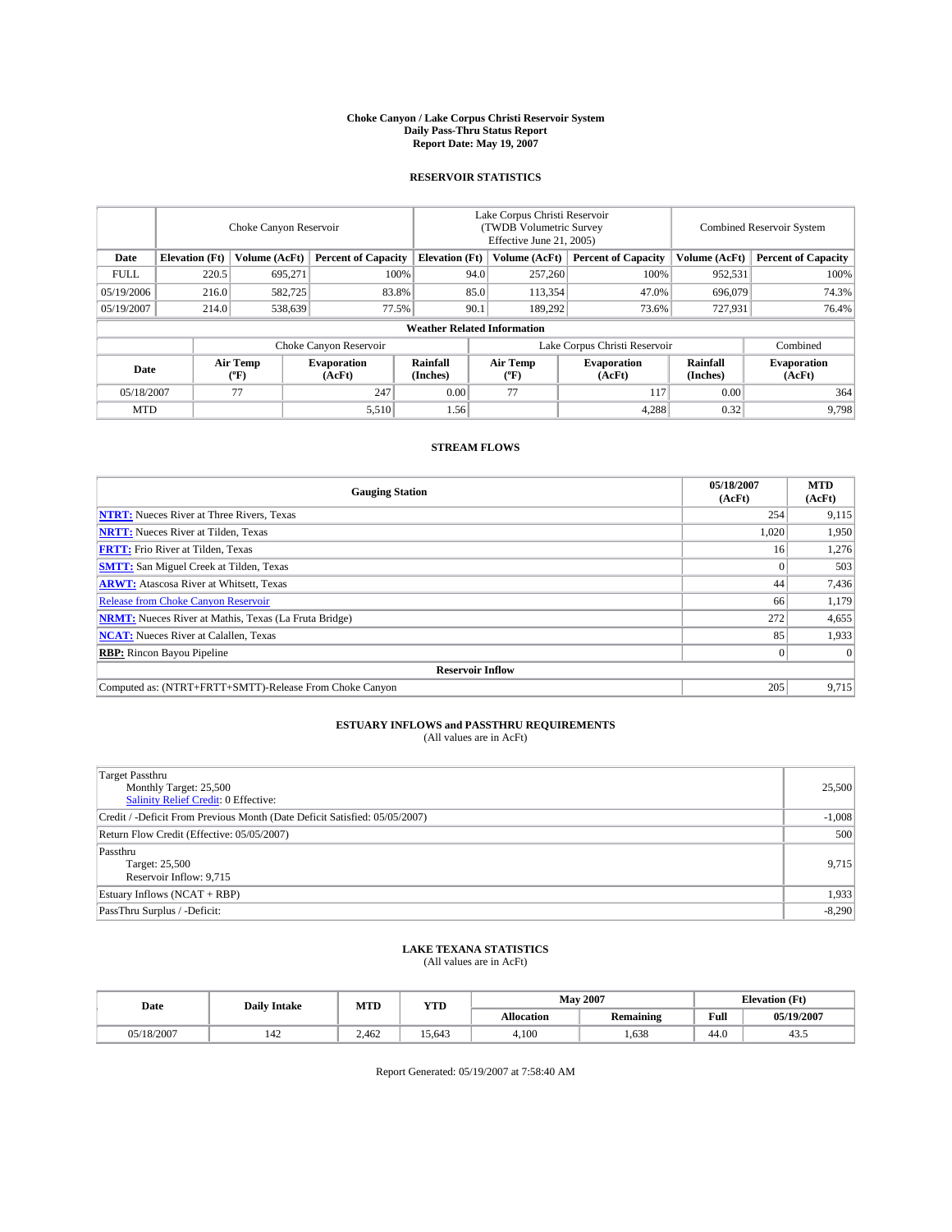**Choke Canyon / Lake Corpus Christi Reservoir System**
**Daily Pass-Thru Status Report**
**Report Date: May 19, 2007**

## RESERVOIR STATISTICS

| | Choke Canyon Reservoir | | | Lake Corpus Christi Reservoir (TWDB Volumetric Survey Effective June 21, 2005) | | | Combined Reservoir System | |
|---|---|---|---|---|---|---|---|---|
| **Date** | **Elevation (Ft)** | **Volume (AcFt)** | **Percent of Capacity** | **Elevation (Ft)** | **Volume (AcFt)** | **Percent of Capacity** | **Volume (AcFt)** | **Percent of Capacity** |
| FULL | 220.5 | 695,271 | 100% | 94.0 | 257,260 | 100% | 952,531 | 100% |
| 05/19/2006 | 216.0 | 582,725 | 83.8% | 85.0 | 113,354 | 47.0% | 696,079 | 74.3% |
| 05/19/2007 | 214.0 | 538,639 | 77.5% | 90.1 | 189,292 | 73.6% | 727,931 | 76.4% |

**Weather Related Information**

| | Choke Canyon Reservoir | | | Lake Corpus Christi Reservoir | | | Combined |
|---|---|---|---|---|---|---|---|
| **Date** | **Air Temp (ºF)** | **Evaporation (AcFt)** | **Rainfall (Inches)** | **Air Temp (ºF)** | **Evaporation (AcFt)** | **Rainfall (Inches)** | **Evaporation (AcFt)** |
| 05/18/2007 | 77 | 247 | 0.00 | 77 | 117 | 0.00 | 364 |
| MTD | | 5,510 | 1.56 | | 4,288 | 0.32 | 9,798 |

## STREAM FLOWS

| Gauging Station | 05/18/2007 (AcFt) | MTD (AcFt) |
|---|---|---|
| **NTRT:** Nueces River at Three Rivers, Texas | 254 | 9,115 |
| **NRTT:** Nueces River at Tilden, Texas | 1,020 | 1,950 |
| **FRTT:** Frio River at Tilden, Texas | 16 | 1,276 |
| **SMTT:** San Miguel Creek at Tilden, Texas | 0 | 503 |
| **ARWT:** Atascosa River at Whitsett, Texas | 44 | 7,436 |
| Release from Choke Canyon Reservoir | 66 | 1,179 |
| **NRMT:** Nueces River at Mathis, Texas (La Fruta Bridge) | 272 | 4,655 |
| **NCAT:** Nueces River at Calallen, Texas | 85 | 1,933 |
| **RBP:** Rincon Bayou Pipeline | 0 | 0 |
| **Reservoir Inflow** | | |
| Computed as: (NTRT+FRTT+SMTT)-Release From Choke Canyon | 205 | 9,715 |

## ESTUARY INFLOWS and PASSTHRU REQUIREMENTS
(All values are in AcFt)

| | |
|---|---|
| Target Passthru<br>Monthly Target: 25,500<br>Salinity Relief Credit: 0 Effective: | 25,500 |
| Credit / -Deficit From Previous Month (Date Deficit Satisfied: 05/05/2007) | -1,008 |
| Return Flow Credit (Effective: 05/05/2007) | 500 |
| Passthru<br>Target: 25,500<br>Reservoir Inflow: 9,715 | 9,715 |
| Estuary Inflows (NCAT + RBP) | 1,933 |
| PassThru Surplus / -Deficit: | -8,290 |

## LAKE TEXANA STATISTICS
(All values are in AcFt)

| Date | Daily Intake | MTD | YTD | May 2007 | | Elevation (Ft) | |
|---|---|---|---|---|---|---|---|
| | | | | **Allocation** | **Remaining** | **Full** | **05/19/2007** |
| 05/18/2007 | 142 | 2,462 | 15,643 | 4,100 | 1,638 | 44.0 | 43.5 |

Report Generated: 05/19/2007 at 7:58:40 AM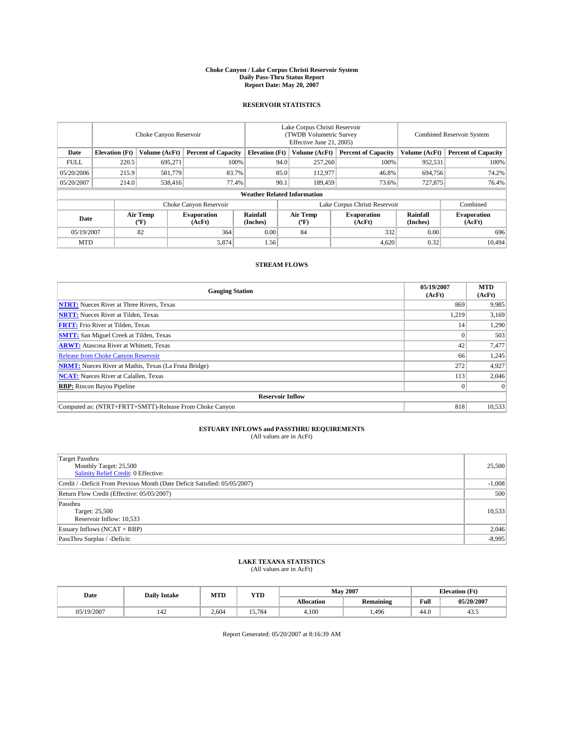# Choke Canyon / Lake Corpus Christi Reservoir System
## Daily Pass-Thru Status Report
### Report Date: May 20, 2007

## RESERVOIR STATISTICS

| | Choke Canyon Reservoir | | | Lake Corpus Christi Reservoir (TWDB Volumetric Survey Effective June 21, 2005) | | | Combined Reservoir System | |
|---|---|---|---|---|---|---|---|---|
| Date | Elevation (Ft) | Volume (AcFt) | Percent of Capacity | Elevation (Ft) | Volume (AcFt) | Percent of Capacity | Volume (AcFt) | Percent of Capacity |
| FULL | 220.5 | 695,271 | 100% | 94.0 | 257,260 | 100% | 952,531 | 100% |
| 05/20/2006 | 215.9 | 581,779 | 83.7% | 85.0 | 112,977 | 46.8% | 694,756 | 74.2% |
| 05/20/2007 | 214.0 | 538,416 | 77.4% | 90.1 | 189,459 | 73.6% | 727,875 | 76.4% |

**Weather Related Information**

| | Choke Canyon Reservoir | | | Lake Corpus Christi Reservoir | | | Combined |
|---|---|---|---|---|---|---|---|
| Date | Air Temp (ºF) | Evaporation (AcFt) | Rainfall (Inches) | Air Temp (ºF) | Evaporation (AcFt) | Rainfall (Inches) | Evaporation (AcFt) |
| 05/19/2007 | 82 | 364 | 0.00 | 84 | 332 | 0.00 | 696 |
| MTD | | 5,874 | 1.56 | | 4,620 | 0.32 | 10,494 |

## STREAM FLOWS

| Gauging Station | 05/19/2007 (AcFt) | MTD (AcFt) |
|---|---|---|
| **NTRT:** Nueces River at Three Rivers, Texas | 869 | 9,985 |
| **NRTT:** Nueces River at Tilden, Texas | 1,219 | 3,169 |
| **FRTT:** Frio River at Tilden, Texas | 14 | 1,290 |
| **SMTT:** San Miguel Creek at Tilden, Texas | 0 | 503 |
| **ARWT:** Atascosa River at Whitsett, Texas | 42 | 7,477 |
| Release from Choke Canyon Reservoir | 66 | 1,245 |
| **NRMT:** Nueces River at Mathis, Texas (La Fruta Bridge) | 272 | 4,927 |
| **NCAT:** Nueces River at Calallen, Texas | 113 | 2,046 |
| **RBP:** Rincon Bayou Pipeline | 0 | 0 |
| **Reservoir Inflow** | | |
| Computed as: (NTRT+FRTT+SMTT)-Release From Choke Canyon | 818 | 10,533 |

## ESTUARY INFLOWS and PASSTHRU REQUIREMENTS
(All values are in AcFt)

| | |
|---|---|
| Target Passthru<br>Monthly Target: 25,500<br>Salinity Relief Credit: 0 Effective: | 25,500 |
| Credit / -Deficit From Previous Month (Date Deficit Satisfied: 05/05/2007) | -1,008 |
| Return Flow Credit (Effective: 05/05/2007) | 500 |
| Passthru<br>Target: 25,500<br>Reservoir Inflow: 10,533 | 10,533 |
| Estuary Inflows (NCAT + RBP) | 2,046 |
| PassThru Surplus / -Deficit: | -8,995 |

## LAKE TEXANA STATISTICS
(All values are in AcFt)

| Date | Daily Intake | MTD | YTD | May 2007 | | Elevation (Ft) | |
|---|---|---|---|---|---|---|---|
| | | | | Allocation | Remaining | Full | 05/20/2007 |
| 05/19/2007 | 142 | 2,604 | 15,784 | 4,100 | 1,496 | 44.0 | 43.5 |

Report Generated: 05/20/2007 at 8:16:39 AM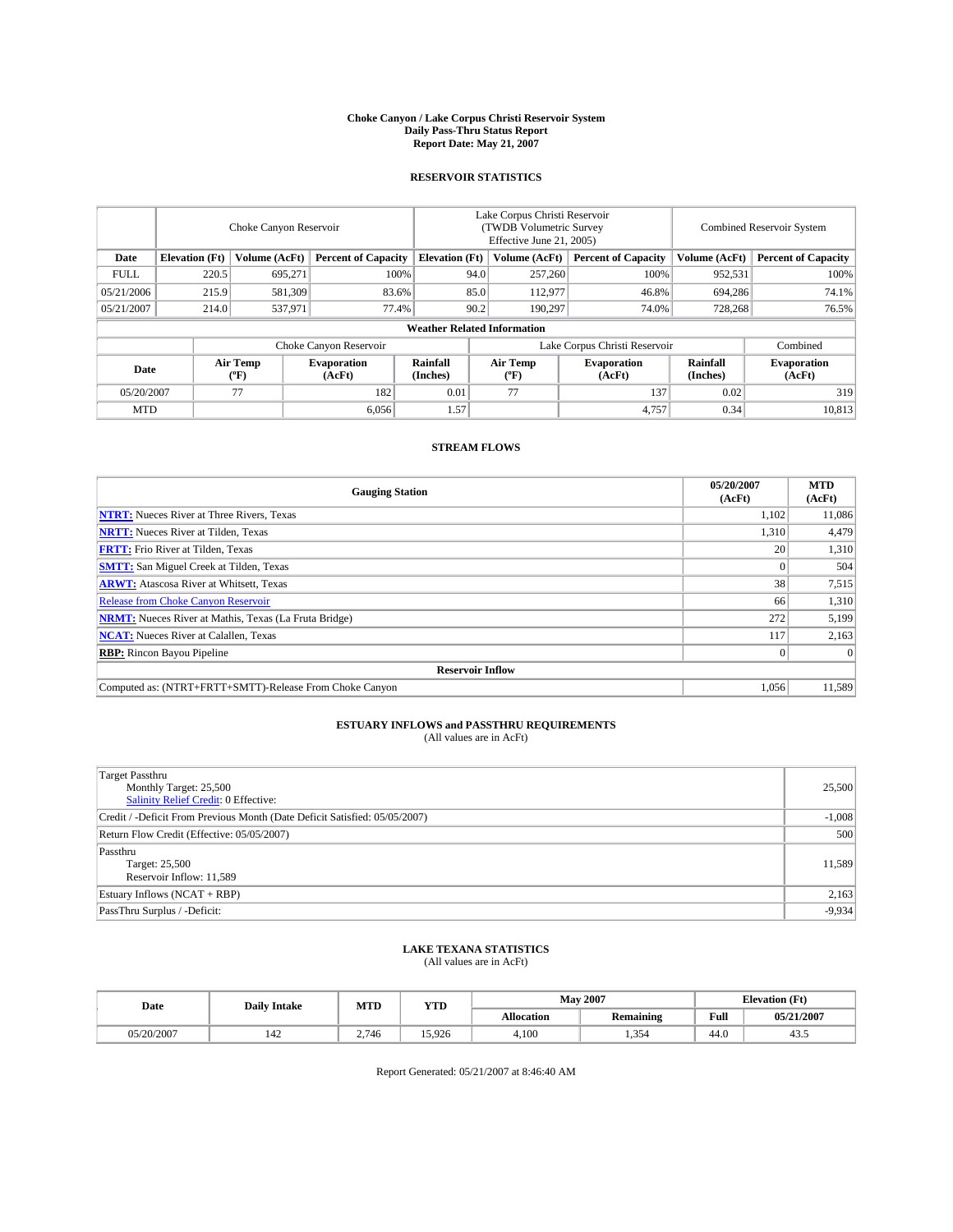# Choke Canyon / Lake Corpus Christi Reservoir System
## Daily Pass-Thru Status Report
### Report Date: May 21, 2007

## RESERVOIR STATISTICS

| | Choke Canyon Reservoir | | | Lake Corpus Christi Reservoir (TWDB Volumetric Survey Effective June 21, 2005) | | | Combined Reservoir System | |
|---|---|---|---|---|---|---|---|---|
| Date | Elevation (Ft) | Volume (AcFt) | Percent of Capacity | Elevation (Ft) | Volume (AcFt) | Percent of Capacity | Volume (AcFt) | Percent of Capacity |
| FULL | 220.5 | 695,271 | 100% | 94.0 | 257,260 | 100% | 952,531 | 100% |
| 05/21/2006 | 215.9 | 581,309 | 83.6% | 85.0 | 112,977 | 46.8% | 694,286 | 74.1% |
| 05/21/2007 | 214.0 | 537,971 | 77.4% | 90.2 | 190,297 | 74.0% | 728,268 | 76.5% |

**Weather Related Information**

| | Choke Canyon Reservoir | | | Lake Corpus Christi Reservoir | | | Combined |
|---|---|---|---|---|---|---|---|
| Date | Air Temp (ºF) | Evaporation (AcFt) | Rainfall (Inches) | Air Temp (ºF) | Evaporation (AcFt) | Rainfall (Inches) | Evaporation (AcFt) |
| 05/20/2007 | 77 | 182 | 0.01 | 77 | 137 | 0.02 | 319 |
| MTD | | 6,056 | 1.57 | | 4,757 | 0.34 | 10,813 |

## STREAM FLOWS

| Gauging Station | 05/20/2007 (AcFt) | MTD (AcFt) |
|---|---|---|
| **NTRT:** Nueces River at Three Rivers, Texas | 1,102 | 11,086 |
| **NRTT:** Nueces River at Tilden, Texas | 1,310 | 4,479 |
| **FRTT:** Frio River at Tilden, Texas | 20 | 1,310 |
| **SMTT:** San Miguel Creek at Tilden, Texas | 0 | 504 |
| **ARWT:** Atascosa River at Whitsett, Texas | 38 | 7,515 |
| Release from Choke Canyon Reservoir | 66 | 1,310 |
| **NRMT:** Nueces River at Mathis, Texas (La Fruta Bridge) | 272 | 5,199 |
| **NCAT:** Nueces River at Calallen, Texas | 117 | 2,163 |
| **RBP:** Rincon Bayou Pipeline | 0 | 0 |
| **Reservoir Inflow** | | |
| Computed as: (NTRT+FRTT+SMTT)-Release From Choke Canyon | 1,056 | 11,589 |

## ESTUARY INFLOWS and PASSTHRU REQUIREMENTS
(All values are in AcFt)

| | |
|---|---|
| Target Passthru<br>Monthly Target: 25,500<br>Salinity Relief Credit: 0 Effective: | 25,500 |
| Credit / -Deficit From Previous Month (Date Deficit Satisfied: 05/05/2007) | -1,008 |
| Return Flow Credit (Effective: 05/05/2007) | 500 |
| Passthru<br>Target: 25,500<br>Reservoir Inflow: 11,589 | 11,589 |
| Estuary Inflows (NCAT + RBP) | 2,163 |
| PassThru Surplus / -Deficit: | -9,934 |

## LAKE TEXANA STATISTICS
(All values are in AcFt)

| Date | Daily Intake | MTD | YTD | May 2007 | | Elevation (Ft) | |
|---|---|---|---|---|---|---|---|
| | | | | Allocation | Remaining | Full | 05/21/2007 |
| 05/20/2007 | 142 | 2,746 | 15,926 | 4,100 | 1,354 | 44.0 | 43.5 |

Report Generated: 05/21/2007 at 8:46:40 AM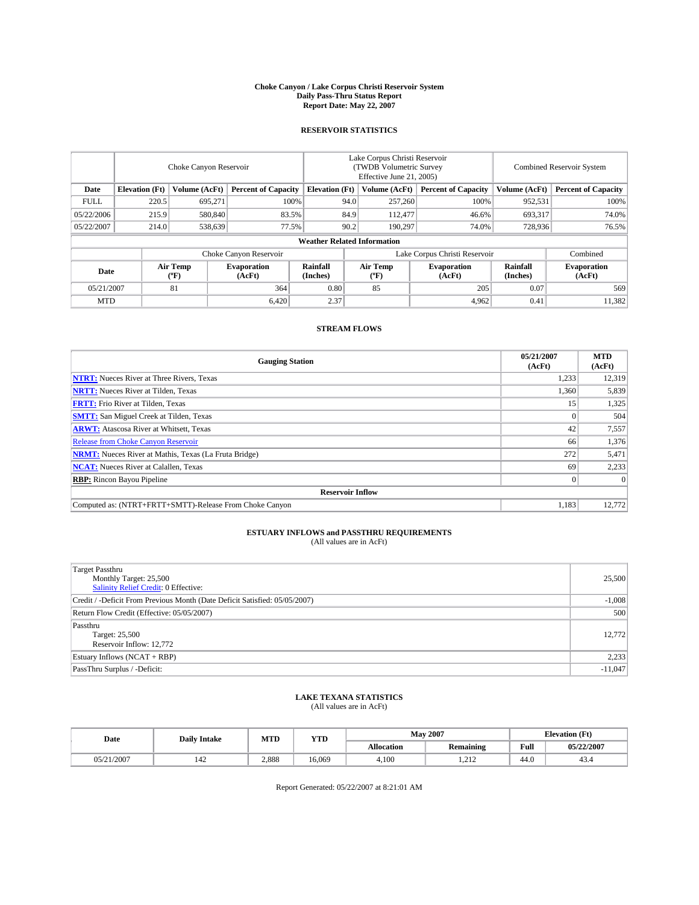# Choke Canyon / Lake Corpus Christi Reservoir System
## Daily Pass-Thru Status Report
### Report Date: May 22, 2007

## RESERVOIR STATISTICS

| | Choke Canyon Reservoir | | | Lake Corpus Christi Reservoir (TWDB Volumetric Survey Effective June 21, 2005) | | | Combined Reservoir System | |
|---|---|---|---|---|---|---|---|---|
| Date | Elevation (Ft) | Volume (AcFt) | Percent of Capacity | Elevation (Ft) | Volume (AcFt) | Percent of Capacity | Volume (AcFt) | Percent of Capacity |
| FULL | 220.5 | 695,271 | 100% | 94.0 | 257,260 | 100% | 952,531 | 100% |
| 05/22/2006 | 215.9 | 580,840 | 83.5% | 84.9 | 112,477 | 46.6% | 693,317 | 74.0% |
| 05/22/2007 | 214.0 | 538,639 | 77.5% | 90.2 | 190,297 | 74.0% | 728,936 | 76.5% |

**Weather Related Information**

| | Choke Canyon Reservoir | | | Lake Corpus Christi Reservoir | | | Combined |
|---|---|---|---|---|---|---|---|
| Date | Air Temp (°F) | Evaporation (AcFt) | Rainfall (Inches) | Air Temp (°F) | Evaporation (AcFt) | Rainfall (Inches) | Evaporation (AcFt) |
| 05/21/2007 | 81 | 364 | 0.80 | 85 | 205 | 0.07 | 569 |
| MTD | | 6,420 | 2.37 | | 4,962 | 0.41 | 11,382 |

## STREAM FLOWS

| Gauging Station | 05/21/2007 (AcFt) | MTD (AcFt) |
|---|---|---|
| **NTRT:** Nueces River at Three Rivers, Texas | 1,233 | 12,319 |
| **NRTT:** Nueces River at Tilden, Texas | 1,360 | 5,839 |
| **FRTT:** Frio River at Tilden, Texas | 15 | 1,325 |
| **SMTT:** San Miguel Creek at Tilden, Texas | 0 | 504 |
| **ARWT:** Atascosa River at Whitsett, Texas | 42 | 7,557 |
| Release from Choke Canyon Reservoir | 66 | 1,376 |
| **NRMT:** Nueces River at Mathis, Texas (La Fruta Bridge) | 272 | 5,471 |
| **NCAT:** Nueces River at Calallen, Texas | 69 | 2,233 |
| **RBP:** Rincon Bayou Pipeline | 0 | 0 |
| **Reservoir Inflow** | | |
| Computed as: (NTRT+FRTT+SMTT)-Release From Choke Canyon | 1,183 | 12,772 |

## ESTUARY INFLOWS and PASSTHRU REQUIREMENTS
(All values are in AcFt)

| | |
|---|---|
| Target Passthru<br>Monthly Target: 25,500<br>Salinity Relief Credit: 0 Effective: | 25,500 |
| Credit / -Deficit From Previous Month (Date Deficit Satisfied: 05/05/2007) | -1,008 |
| Return Flow Credit (Effective: 05/05/2007) | 500 |
| Passthru<br>Target: 25,500<br>Reservoir Inflow: 12,772 | 12,772 |
| Estuary Inflows (NCAT + RBP) | 2,233 |
| PassThru Surplus / -Deficit: | -11,047 |

## LAKE TEXANA STATISTICS
(All values are in AcFt)

| Date | Daily Intake | MTD | YTD | May 2007 | | Elevation (Ft) | |
|---|---|---|---|---|---|---|---|
| | | | | Allocation | Remaining | Full | 05/22/2007 |
| 05/21/2007 | 142 | 2,888 | 16,069 | 4,100 | 1,212 | 44.0 | 43.4 |

Report Generated: 05/22/2007 at 8:21:01 AM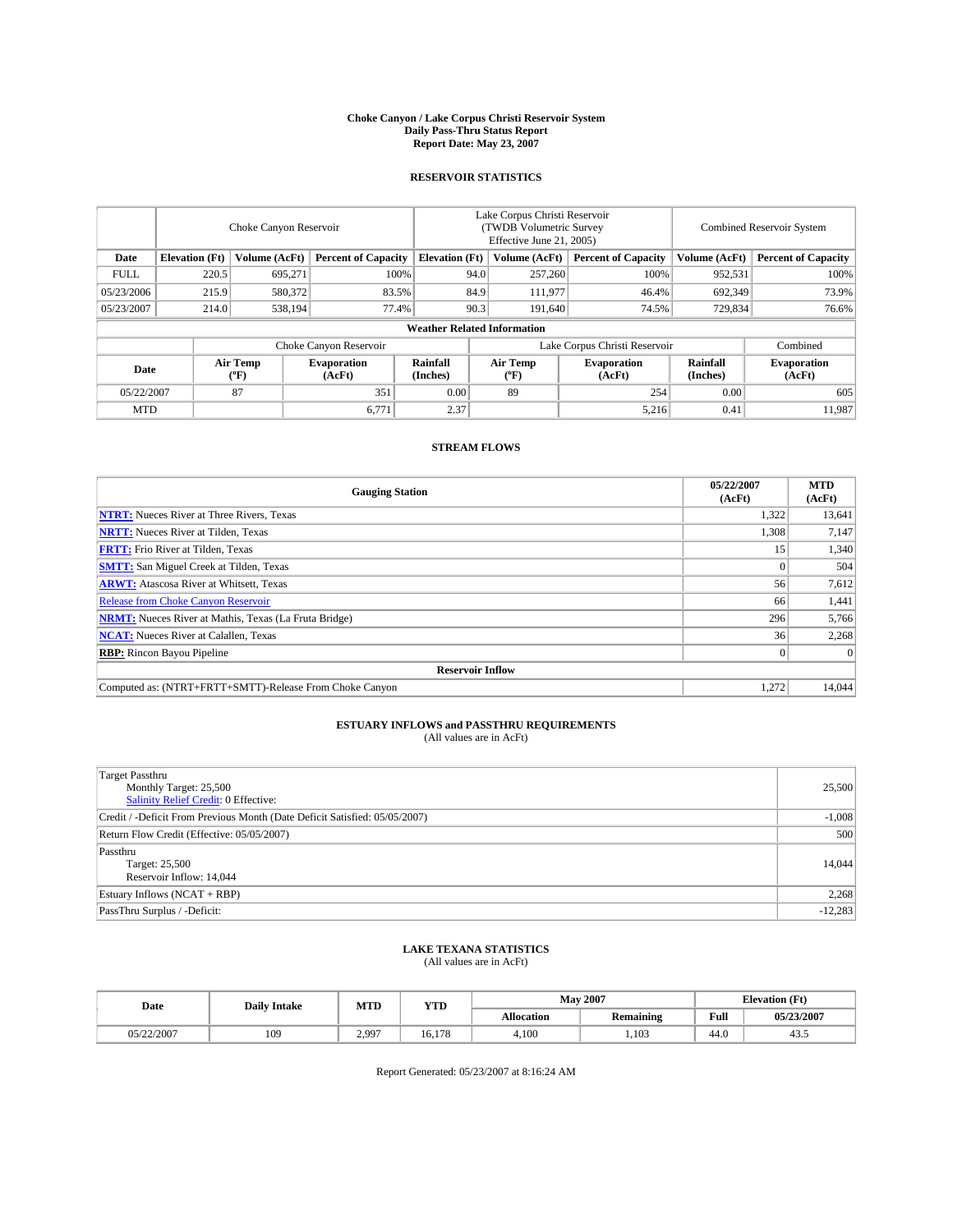# Choke Canyon / Lake Corpus Christi Reservoir System
## Daily Pass-Thru Status Report
### Report Date: May 23, 2007

## RESERVOIR STATISTICS

| | Choke Canyon Reservoir | | | Lake Corpus Christi Reservoir (TWDB Volumetric Survey Effective June 21, 2005) | | | Combined Reservoir System | |
|---|---|---|---|---|---|---|---|---|
| Date | Elevation (Ft) | Volume (AcFt) | Percent of Capacity | Elevation (Ft) | Volume (AcFt) | Percent of Capacity | Volume (AcFt) | Percent of Capacity |
| FULL | 220.5 | 695,271 | 100% | 94.0 | 257,260 | 100% | 952,531 | 100% |
| 05/23/2006 | 215.9 | 580,372 | 83.5% | 84.9 | 111,977 | 46.4% | 692,349 | 73.9% |
| 05/23/2007 | 214.0 | 538,194 | 77.4% | 90.3 | 191,640 | 74.5% | 729,834 | 76.6% |

**Weather Related Information**

| | Choke Canyon Reservoir | | | Lake Corpus Christi Reservoir | | | Combined |
|---|---|---|---|---|---|---|---|
| Date | Air Temp (ºF) | Evaporation (AcFt) | Rainfall (Inches) | Air Temp (ºF) | Evaporation (AcFt) | Rainfall (Inches) | Evaporation (AcFt) |
| 05/22/2007 | 87 | 351 | 0.00 | 89 | 254 | 0.00 | 605 |
| MTD | | 6,771 | 2.37 | | 5,216 | 0.41 | 11,987 |

## STREAM FLOWS

| Gauging Station | 05/22/2007 (AcFt) | MTD (AcFt) |
|---|---|---|
| NTRT: Nueces River at Three Rivers, Texas | 1,322 | 13,641 |
| NRTT: Nueces River at Tilden, Texas | 1,308 | 7,147 |
| FRTT: Frio River at Tilden, Texas | 15 | 1,340 |
| SMTT: San Miguel Creek at Tilden, Texas | 0 | 504 |
| ARWT: Atascosa River at Whitsett, Texas | 56 | 7,612 |
| Release from Choke Canyon Reservoir | 66 | 1,441 |
| NRMT: Nueces River at Mathis, Texas (La Fruta Bridge) | 296 | 5,766 |
| NCAT: Nueces River at Calallen, Texas | 36 | 2,268 |
| RBP: Rincon Bayou Pipeline | 0 | 0 |
| **Reservoir Inflow** | | |
| Computed as: (NTRT+FRTT+SMTT)-Release From Choke Canyon | 1,272 | 14,044 |

## ESTUARY INFLOWS and PASSTHRU REQUIREMENTS
(All values are in AcFt)

| | |
|---|---|
| Target Passthru<br>Monthly Target: 25,500<br>Salinity Relief Credit: 0 Effective: | 25,500 |
| Credit / -Deficit From Previous Month (Date Deficit Satisfied: 05/05/2007) | -1,008 |
| Return Flow Credit (Effective: 05/05/2007) | 500 |
| Passthru<br>Target: 25,500<br>Reservoir Inflow: 14,044 | 14,044 |
| Estuary Inflows (NCAT + RBP) | 2,268 |
| PassThru Surplus / -Deficit: | -12,283 |

## LAKE TEXANA STATISTICS
(All values are in AcFt)

| Date | Daily Intake | MTD | YTD | May 2007 | | Elevation (Ft) | |
|---|---|---|---|---|---|---|---|
| | | | | Allocation | Remaining | Full | 05/23/2007 |
| 05/22/2007 | 109 | 2,997 | 16,178 | 4,100 | 1,103 | 44.0 | 43.5 |

Report Generated: 05/23/2007 at 8:16:24 AM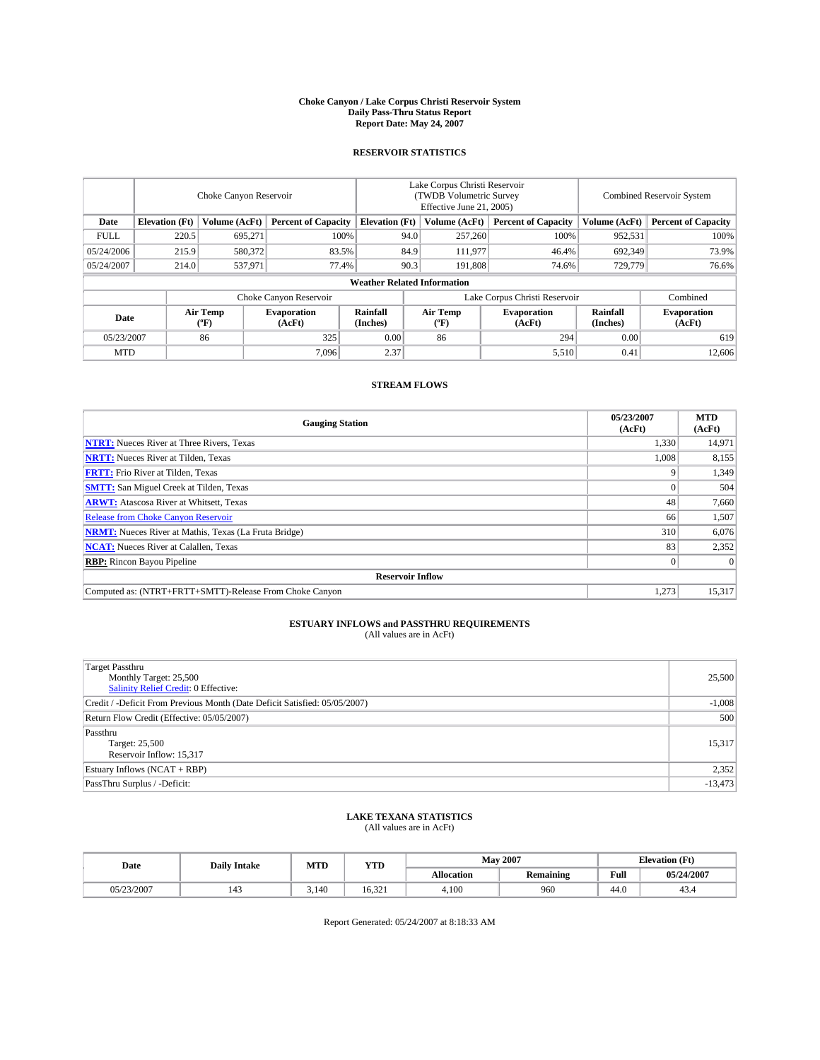**Choke Canyon / Lake Corpus Christi Reservoir System**
**Daily Pass-Thru Status Report**
**Report Date: May 24, 2007**

## RESERVOIR STATISTICS

| | Choke Canyon Reservoir | | | Lake Corpus Christi Reservoir (TWDB Volumetric Survey Effective June 21, 2005) | | | Combined Reservoir System | |
|---|---|---|---|---|---|---|---|---|
| **Date** | **Elevation (Ft)** | **Volume (AcFt)** | **Percent of Capacity** | **Elevation (Ft)** | **Volume (AcFt)** | **Percent of Capacity** | **Volume (AcFt)** | **Percent of Capacity** |
| FULL | 220.5 | 695,271 | 100% | 94.0 | 257,260 | 100% | 952,531 | 100% |
| 05/24/2006 | 215.9 | 580,372 | 83.5% | 84.9 | 111,977 | 46.4% | 692,349 | 73.9% |
| 05/24/2007 | 214.0 | 537,971 | 77.4% | 90.3 | 191,808 | 74.6% | 729,779 | 76.6% |

**Weather Related Information**

| | Choke Canyon Reservoir | | | Lake Corpus Christi Reservoir | | | Combined |
|---|---|---|---|---|---|---|---|
| **Date** | **Air Temp (ºF)** | **Evaporation (AcFt)** | **Rainfall (Inches)** | **Air Temp (ºF)** | **Evaporation (AcFt)** | **Rainfall (Inches)** | **Evaporation (AcFt)** |
| 05/23/2007 | 86 | 325 | 0.00 | 86 | 294 | 0.00 | 619 |
| MTD | | 7,096 | 2.37 | | 5,510 | 0.41 | 12,606 |

## STREAM FLOWS

| Gauging Station | 05/23/2007 (AcFt) | MTD (AcFt) |
|---|---|---|
| **NTRT:** Nueces River at Three Rivers, Texas | 1,330 | 14,971 |
| **NRTT:** Nueces River at Tilden, Texas | 1,008 | 8,155 |
| **FRTT:** Frio River at Tilden, Texas | 9 | 1,349 |
| **SMTT:** San Miguel Creek at Tilden, Texas | 0 | 504 |
| **ARWT:** Atascosa River at Whitsett, Texas | 48 | 7,660 |
| Release from Choke Canyon Reservoir | 66 | 1,507 |
| **NRMT:** Nueces River at Mathis, Texas (La Fruta Bridge) | 310 | 6,076 |
| **NCAT:** Nueces River at Calallen, Texas | 83 | 2,352 |
| **RBP:** Rincon Bayou Pipeline | 0 | 0 |
| **Reservoir Inflow** | | |
| Computed as: (NTRT+FRTT+SMTT)-Release From Choke Canyon | 1,273 | 15,317 |

## ESTUARY INFLOWS and PASSTHRU REQUIREMENTS
(All values are in AcFt)

| | |
|---|---|
| Target Passthru<br>Monthly Target: 25,500<br>Salinity Relief Credit: 0 Effective: | 25,500 |
| Credit / -Deficit From Previous Month (Date Deficit Satisfied: 05/05/2007) | -1,008 |
| Return Flow Credit (Effective: 05/05/2007) | 500 |
| Passthru<br>Target: 25,500<br>Reservoir Inflow: 15,317 | 15,317 |
| Estuary Inflows (NCAT + RBP) | 2,352 |
| PassThru Surplus / -Deficit: | -13,473 |

## LAKE TEXANA STATISTICS
(All values are in AcFt)

| Date | Daily Intake | MTD | YTD | May 2007 | | Elevation (Ft) | |
|---|---|---|---|---|---|---|---|
| | | | | **Allocation** | **Remaining** | **Full** | **05/24/2007** |
| 05/23/2007 | 143 | 3,140 | 16,321 | 4,100 | 960 | 44.0 | 43.4 |

Report Generated: 05/24/2007 at 8:18:33 AM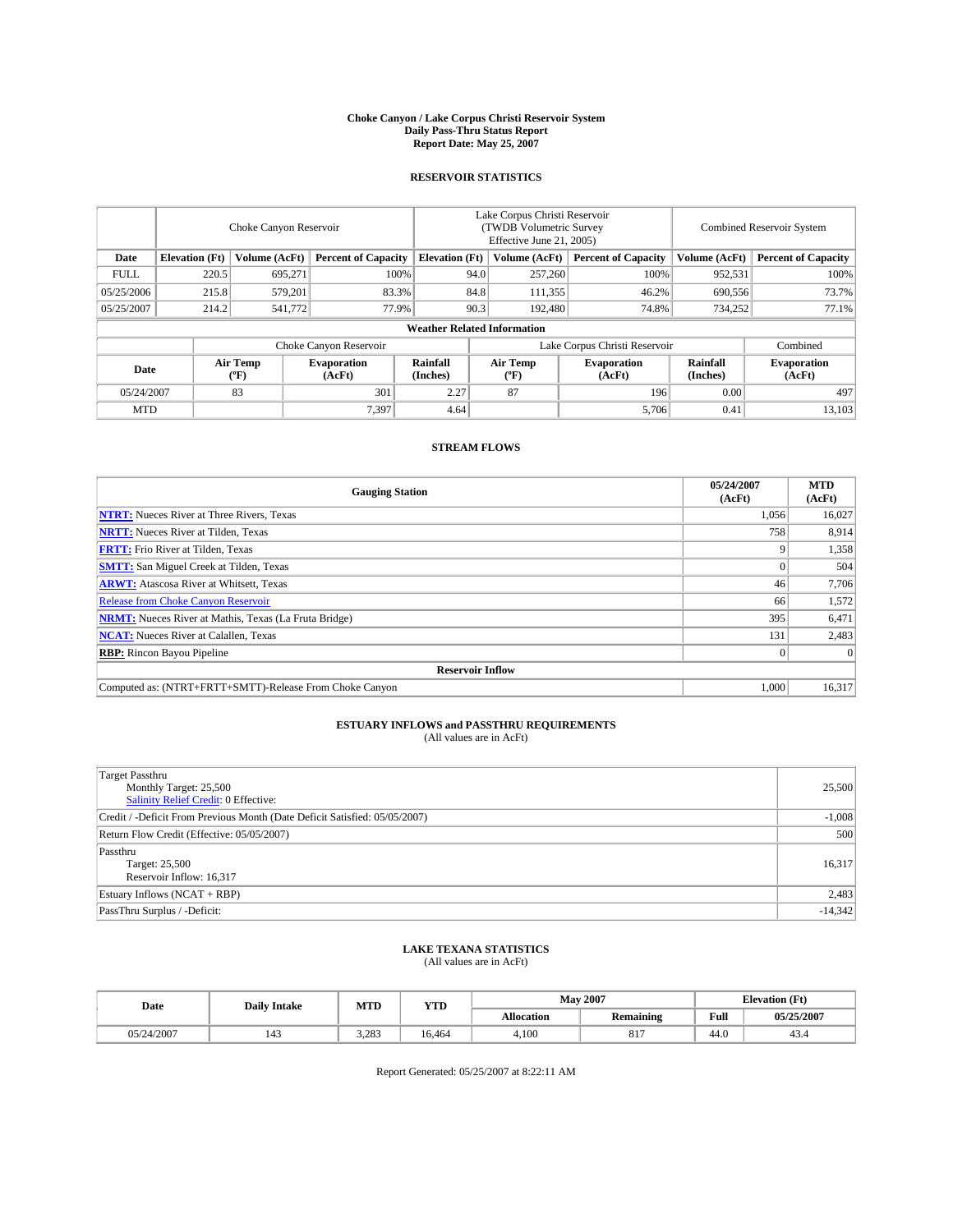**Choke Canyon / Lake Corpus Christi Reservoir System**
**Daily Pass-Thru Status Report**
**Report Date: May 25, 2007**

## RESERVOIR STATISTICS

| | Choke Canyon Reservoir | | | Lake Corpus Christi Reservoir (TWDB Volumetric Survey Effective June 21, 2005) | | | Combined Reservoir System | |
|---|---|---|---|---|---|---|---|---|
| Date | Elevation (Ft) | Volume (AcFt) | Percent of Capacity | Elevation (Ft) | Volume (AcFt) | Percent of Capacity | Volume (AcFt) | Percent of Capacity |
| FULL | 220.5 | 695,271 | 100% | 94.0 | 257,260 | 100% | 952,531 | 100% |
| 05/25/2006 | 215.8 | 579,201 | 83.3% | 84.8 | 111,355 | 46.2% | 690,556 | 73.7% |
| 05/25/2007 | 214.2 | 541,772 | 77.9% | 90.3 | 192,480 | 74.8% | 734,252 | 77.1% |

**Weather Related Information**

| | Choke Canyon Reservoir | | | Lake Corpus Christi Reservoir | | | Combined |
|---|---|---|---|---|---|---|---|
| Date | Air Temp (ºF) | Evaporation (AcFt) | Rainfall (Inches) | Air Temp (ºF) | Evaporation (AcFt) | Rainfall (Inches) | Evaporation (AcFt) |
| 05/24/2007 | 83 | 301 | 2.27 | 87 | 196 | 0.00 | 497 |
| MTD | | 7,397 | 4.64 | | 5,706 | 0.41 | 13,103 |

## STREAM FLOWS

| Gauging Station | 05/24/2007 (AcFt) | MTD (AcFt) |
|---|---|---|
| **NTRT:** Nueces River at Three Rivers, Texas | 1,056 | 16,027 |
| **NRTT:** Nueces River at Tilden, Texas | 758 | 8,914 |
| **FRTT:** Frio River at Tilden, Texas | 9 | 1,358 |
| **SMTT:** San Miguel Creek at Tilden, Texas | 0 | 504 |
| **ARWT:** Atascosa River at Whitsett, Texas | 46 | 7,706 |
| Release from Choke Canyon Reservoir | 66 | 1,572 |
| **NRMT:** Nueces River at Mathis, Texas (La Fruta Bridge) | 395 | 6,471 |
| **NCAT:** Nueces River at Calallen, Texas | 131 | 2,483 |
| **RBP:** Rincon Bayou Pipeline | 0 | 0 |
| **Reservoir Inflow** | | |
| Computed as: (NTRT+FRTT+SMTT)-Release From Choke Canyon | 1,000 | 16,317 |

## ESTUARY INFLOWS and PASSTHRU REQUIREMENTS
(All values are in AcFt)

| | |
|---|---|
| Target Passthru<br>Monthly Target: 25,500<br>Salinity Relief Credit: 0 Effective: | 25,500 |
| Credit / -Deficit From Previous Month (Date Deficit Satisfied: 05/05/2007) | -1,008 |
| Return Flow Credit (Effective: 05/05/2007) | 500 |
| Passthru<br>Target: 25,500<br>Reservoir Inflow: 16,317 | 16,317 |
| Estuary Inflows (NCAT + RBP) | 2,483 |
| PassThru Surplus / -Deficit: | -14,342 |

## LAKE TEXANA STATISTICS
(All values are in AcFt)

| Date | Daily Intake | MTD | YTD | May 2007 | | Elevation (Ft) | |
|---|---|---|---|---|---|---|---|
| | | | | Allocation | Remaining | Full | 05/25/2007 |
| 05/24/2007 | 143 | 3,283 | 16,464 | 4,100 | 817 | 44.0 | 43.4 |

Report Generated: 05/25/2007 at 8:22:11 AM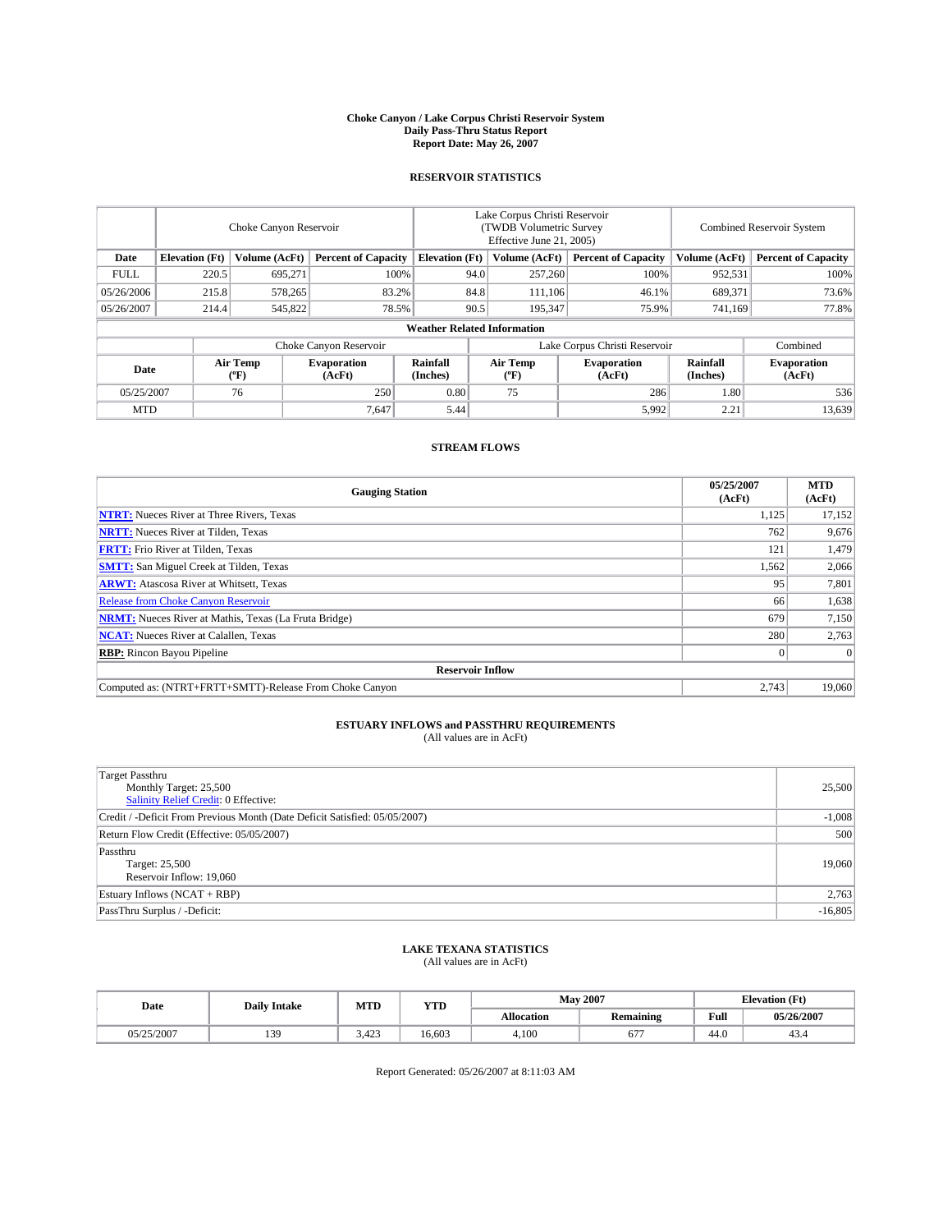# Choke Canyon / Lake Corpus Christi Reservoir System
## Daily Pass-Thru Status Report
## Report Date: May 26, 2007

### RESERVOIR STATISTICS

| | Choke Canyon Reservoir | | | Lake Corpus Christi Reservoir (TWDB Volumetric Survey Effective June 21, 2005) | | | Combined Reservoir System | |
|---|---|---|---|---|---|---|---|---|
| Date | Elevation (Ft) | Volume (AcFt) | Percent of Capacity | Elevation (Ft) | Volume (AcFt) | Percent of Capacity | Volume (AcFt) | Percent of Capacity |
| FULL | 220.5 | 695,271 | 100% | 94.0 | 257,260 | 100% | 952,531 | 100% |
| 05/26/2006 | 215.8 | 578,265 | 83.2% | 84.8 | 111,106 | 46.1% | 689,371 | 73.6% |
| 05/26/2007 | 214.4 | 545,822 | 78.5% | 90.5 | 195,347 | 75.9% | 741,169 | 77.8% |

**Weather Related Information**

| | Choke Canyon Reservoir | | | Lake Corpus Christi Reservoir | | | Combined |
|---|---|---|---|---|---|---|---|
| Date | Air Temp (°F) | Evaporation (AcFt) | Rainfall (Inches) | Air Temp (°F) | Evaporation (AcFt) | Rainfall (Inches) | Evaporation (AcFt) |
| 05/25/2007 | 76 | 250 | 0.80 | 75 | 286 | 1.80 | 536 |
| MTD | | 7,647 | 5.44 | | 5,992 | 2.21 | 13,639 |

### STREAM FLOWS

| Gauging Station | 05/25/2007 (AcFt) | MTD (AcFt) |
|---|---|---|
| **NTRT:** Nueces River at Three Rivers, Texas | 1,125 | 17,152 |
| **NRTT:** Nueces River at Tilden, Texas | 762 | 9,676 |
| **FRTT:** Frio River at Tilden, Texas | 121 | 1,479 |
| **SMTT:** San Miguel Creek at Tilden, Texas | 1,562 | 2,066 |
| **ARWT:** Atascosa River at Whitsett, Texas | 95 | 7,801 |
| Release from Choke Canyon Reservoir | 66 | 1,638 |
| **NRMT:** Nueces River at Mathis, Texas (La Fruta Bridge) | 679 | 7,150 |
| **NCAT:** Nueces River at Calallen, Texas | 280 | 2,763 |
| **RBP:** Rincon Bayou Pipeline | 0 | 0 |
| **Reservoir Inflow** | | |
| Computed as: (NTRT+FRTT+SMTT)-Release From Choke Canyon | 2,743 | 19,060 |

### ESTUARY INFLOWS and PASSTHRU REQUIREMENTS
(All values are in AcFt)

| | |
|---|---|
| Target Passthru<br>Monthly Target: 25,500<br>Salinity Relief Credit: 0 Effective: | 25,500 |
| Credit / -Deficit From Previous Month (Date Deficit Satisfied: 05/05/2007) | -1,008 |
| Return Flow Credit (Effective: 05/05/2007) | 500 |
| Passthru<br>Target: 25,500<br>Reservoir Inflow: 19,060 | 19,060 |
| Estuary Inflows (NCAT + RBP) | 2,763 |
| PassThru Surplus / -Deficit: | -16,805 |

### LAKE TEXANA STATISTICS
(All values are in AcFt)

| Date | Daily Intake | MTD | YTD | May 2007 | | Elevation (Ft) | |
|---|---|---|---|---|---|---|---|
| | | | | Allocation | Remaining | Full | 05/26/2007 |
| 05/25/2007 | 139 | 3,423 | 16,603 | 4,100 | 677 | 44.0 | 43.4 |

Report Generated: 05/26/2007 at 8:11:03 AM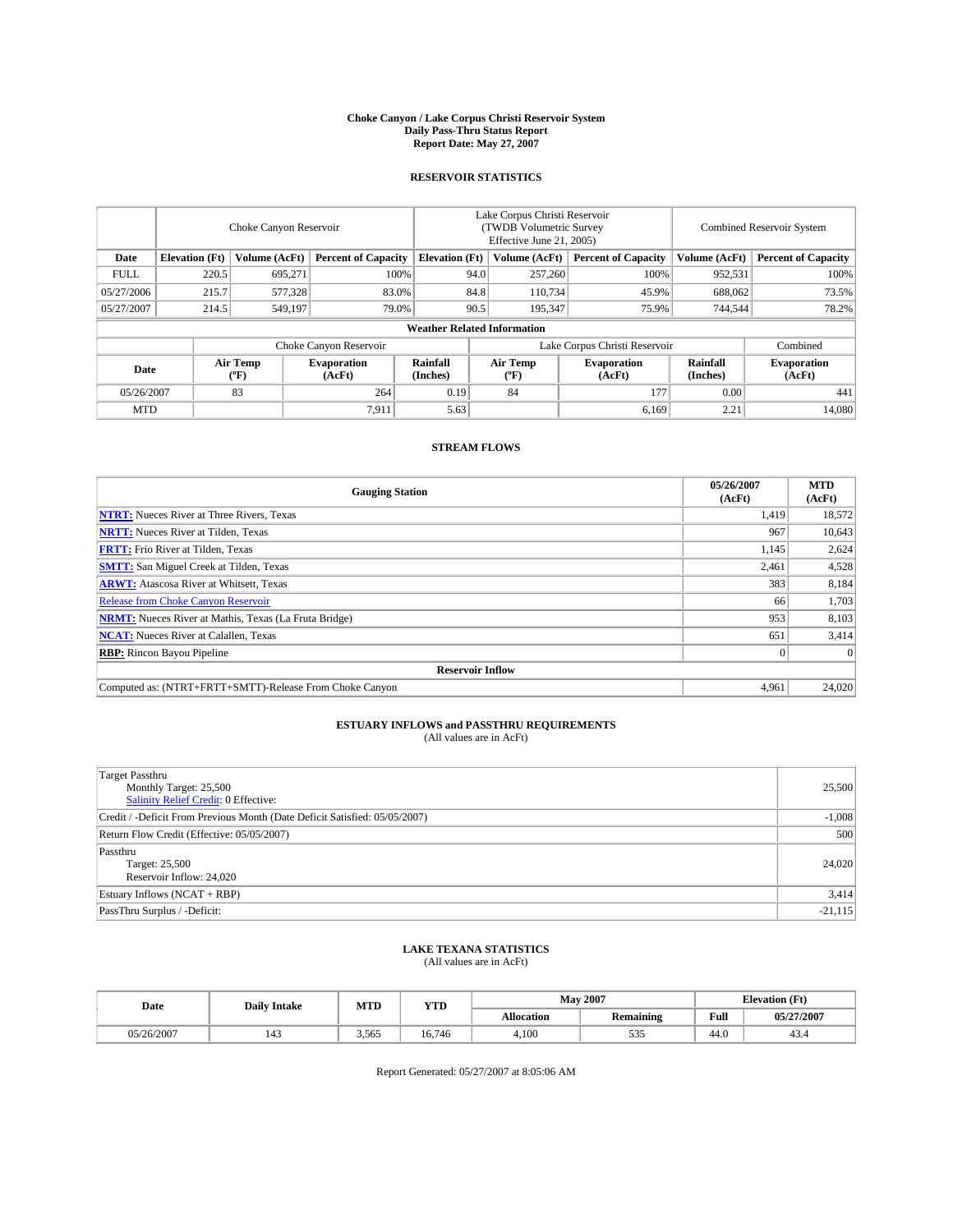# Choke Canyon / Lake Corpus Christi Reservoir System
## Daily Pass-Thru Status Report
### Report Date: May 27, 2007

## RESERVOIR STATISTICS

| | Choke Canyon Reservoir | | | Lake Corpus Christi Reservoir (TWDB Volumetric Survey Effective June 21, 2005) | | | Combined Reservoir System | |
|---|---|---|---|---|---|---|---|---|
| Date | Elevation (Ft) | Volume (AcFt) | Percent of Capacity | Elevation (Ft) | Volume (AcFt) | Percent of Capacity | Volume (AcFt) | Percent of Capacity |
| FULL | 220.5 | 695,271 | 100% | 94.0 | 257,260 | 100% | 952,531 | 100% |
| 05/27/2006 | 215.7 | 577,328 | 83.0% | 84.8 | 110,734 | 45.9% | 688,062 | 73.5% |
| 05/27/2007 | 214.5 | 549,197 | 79.0% | 90.5 | 195,347 | 75.9% | 744,544 | 78.2% |

**Weather Related Information**

| | Choke Canyon Reservoir | | | Lake Corpus Christi Reservoir | | | Combined |
|---|---|---|---|---|---|---|---|
| Date | Air Temp (°F) | Evaporation (AcFt) | Rainfall (Inches) | Air Temp (°F) | Evaporation (AcFt) | Rainfall (Inches) | Evaporation (AcFt) |
| 05/26/2007 | 83 | 264 | 0.19 | 84 | 177 | 0.00 | 441 |
| MTD | | 7,911 | 5.63 | | 6,169 | 2.21 | 14,080 |

## STREAM FLOWS

| Gauging Station | 05/26/2007 (AcFt) | MTD (AcFt) |
|---|---|---|
| **NTRT:** Nueces River at Three Rivers, Texas | 1,419 | 18,572 |
| **NRTT:** Nueces River at Tilden, Texas | 967 | 10,643 |
| **FRTT:** Frio River at Tilden, Texas | 1,145 | 2,624 |
| **SMTT:** San Miguel Creek at Tilden, Texas | 2,461 | 4,528 |
| **ARWT:** Atascosa River at Whitsett, Texas | 383 | 8,184 |
| Release from Choke Canyon Reservoir | 66 | 1,703 |
| **NRMT:** Nueces River at Mathis, Texas (La Fruta Bridge) | 953 | 8,103 |
| **NCAT:** Nueces River at Calallen, Texas | 651 | 3,414 |
| **RBP:** Rincon Bayou Pipeline | 0 | 0 |
| **Reservoir Inflow** | | |
| Computed as: (NTRT+FRTT+SMTT)-Release From Choke Canyon | 4,961 | 24,020 |

## ESTUARY INFLOWS and PASSTHRU REQUIREMENTS
(All values are in AcFt)

| | |
|---|---|
| Target Passthru<br>Monthly Target: 25,500<br>Salinity Relief Credit: 0 Effective: | 25,500 |
| Credit / -Deficit From Previous Month (Date Deficit Satisfied: 05/05/2007) | -1,008 |
| Return Flow Credit (Effective: 05/05/2007) | 500 |
| Passthru<br>Target: 25,500<br>Reservoir Inflow: 24,020 | 24,020 |
| Estuary Inflows (NCAT + RBP) | 3,414 |
| PassThru Surplus / -Deficit: | -21,115 |

## LAKE TEXANA STATISTICS
(All values are in AcFt)

| Date | Daily Intake | MTD | YTD | May 2007 | | Elevation (Ft) | |
|---|---|---|---|---|---|---|---|
| | | | | Allocation | Remaining | Full | 05/27/2007 |
| 05/26/2007 | 143 | 3,565 | 16,746 | 4,100 | 535 | 44.0 | 43.4 |

Report Generated: 05/27/2007 at 8:05:06 AM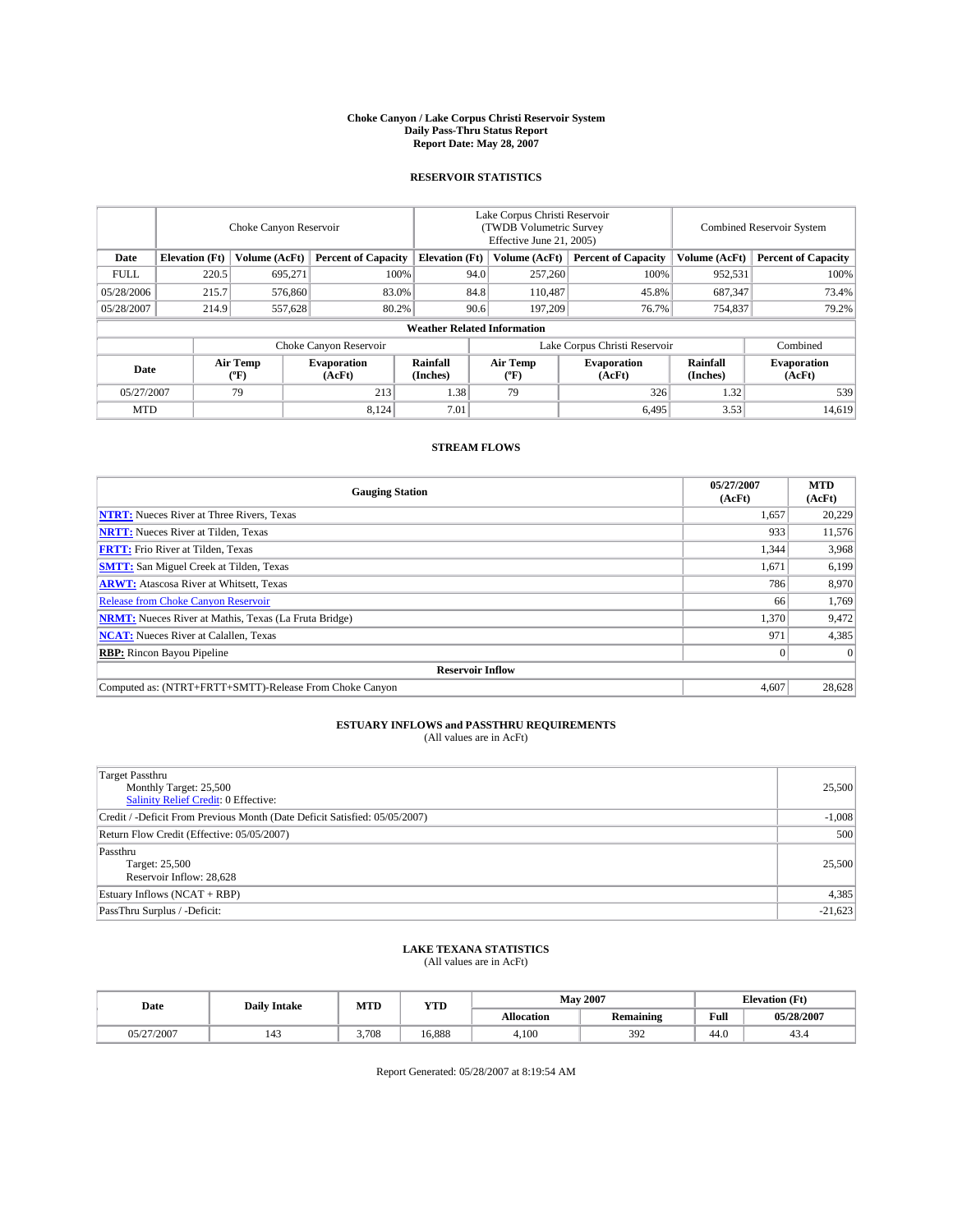# Choke Canyon / Lake Corpus Christi Reservoir System
## Daily Pass-Thru Status Report
### Report Date: May 28, 2007

## RESERVOIR STATISTICS

| | Choke Canyon Reservoir | | | Lake Corpus Christi Reservoir (TWDB Volumetric Survey Effective June 21, 2005) | | | Combined Reservoir System | |
|---|---|---|---|---|---|---|---|---|
| Date | Elevation (Ft) | Volume (AcFt) | Percent of Capacity | Elevation (Ft) | Volume (AcFt) | Percent of Capacity | Volume (AcFt) | Percent of Capacity |
| FULL | 220.5 | 695,271 | 100% | 94.0 | 257,260 | 100% | 952,531 | 100% |
| 05/28/2006 | 215.7 | 576,860 | 83.0% | 84.8 | 110,487 | 45.8% | 687,347 | 73.4% |
| 05/28/2007 | 214.9 | 557,628 | 80.2% | 90.6 | 197,209 | 76.7% | 754,837 | 79.2% |

**Weather Related Information**

| | Choke Canyon Reservoir | | | Lake Corpus Christi Reservoir | | | Combined |
|---|---|---|---|---|---|---|---|
| Date | Air Temp (°F) | Evaporation (AcFt) | Rainfall (Inches) | Air Temp (°F) | Evaporation (AcFt) | Rainfall (Inches) | Evaporation (AcFt) |
| 05/27/2007 | 79 | 213 | 1.38 | 79 | 326 | 1.32 | 539 |
| MTD | | 8,124 | 7.01 | | 6,495 | 3.53 | 14,619 |

## STREAM FLOWS

| Gauging Station | 05/27/2007 (AcFt) | MTD (AcFt) |
|---|---|---|
| **NTRT:** Nueces River at Three Rivers, Texas | 1,657 | 20,229 |
| **NRTT:** Nueces River at Tilden, Texas | 933 | 11,576 |
| **FRTT:** Frio River at Tilden, Texas | 1,344 | 3,968 |
| **SMTT:** San Miguel Creek at Tilden, Texas | 1,671 | 6,199 |
| **ARWT:** Atascosa River at Whitsett, Texas | 786 | 8,970 |
| Release from Choke Canyon Reservoir | 66 | 1,769 |
| **NRMT:** Nueces River at Mathis, Texas (La Fruta Bridge) | 1,370 | 9,472 |
| **NCAT:** Nueces River at Calallen, Texas | 971 | 4,385 |
| **RBP:** Rincon Bayou Pipeline | 0 | 0 |
| **Reservoir Inflow** | | |
| Computed as: (NTRT+FRTT+SMTT)-Release From Choke Canyon | 4,607 | 28,628 |

## ESTUARY INFLOWS and PASSTHRU REQUIREMENTS
(All values are in AcFt)

| | |
|---|---|
| Target Passthru<br>Monthly Target: 25,500<br>Salinity Relief Credit: 0 Effective: | 25,500 |
| Credit / -Deficit From Previous Month (Date Deficit Satisfied: 05/05/2007) | -1,008 |
| Return Flow Credit (Effective: 05/05/2007) | 500 |
| Passthru<br>Target: 25,500<br>Reservoir Inflow: 28,628 | 25,500 |
| Estuary Inflows (NCAT + RBP) | 4,385 |
| PassThru Surplus / -Deficit: | -21,623 |

## LAKE TEXANA STATISTICS
(All values are in AcFt)

| Date | Daily Intake | MTD | YTD | May 2007 | | Elevation (Ft) | |
|---|---|---|---|---|---|---|---|
| | | | | Allocation | Remaining | Full | 05/28/2007 |
| 05/27/2007 | 143 | 3,708 | 16,888 | 4,100 | 392 | 44.0 | 43.4 |

Report Generated: 05/28/2007 at 8:19:54 AM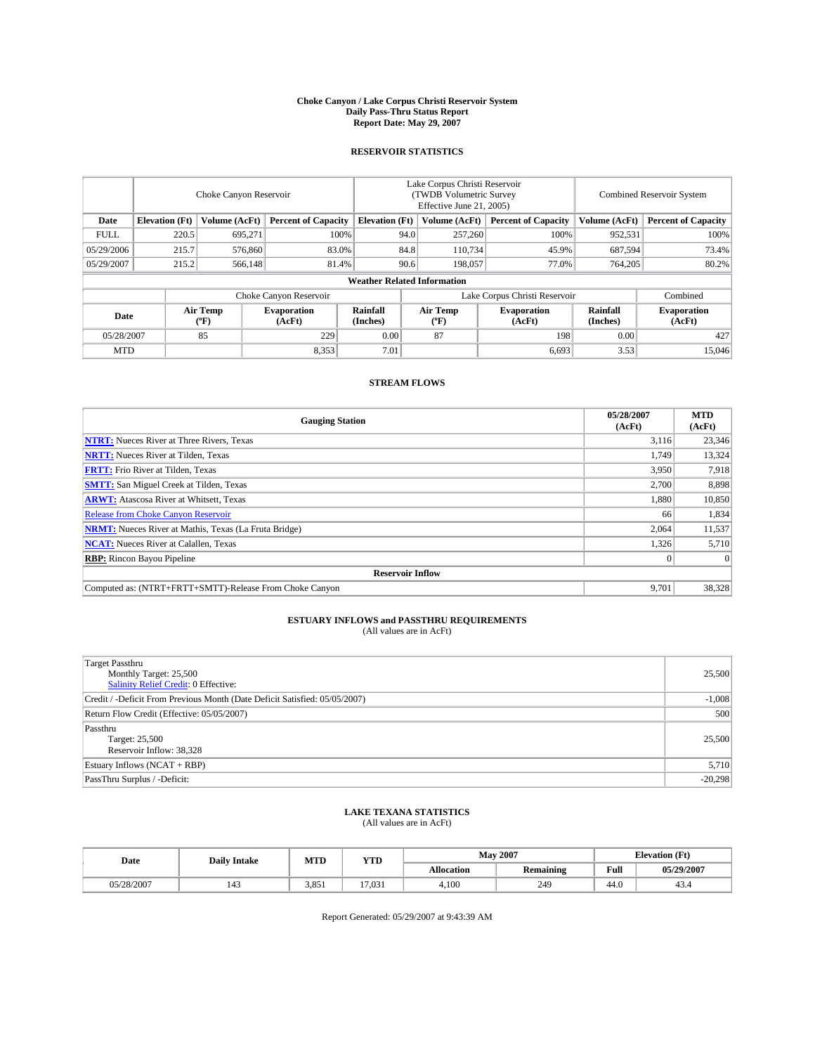# Choke Canyon / Lake Corpus Christi Reservoir System
## Daily Pass-Thru Status Report
### Report Date: May 29, 2007

## RESERVOIR STATISTICS

| | Choke Canyon Reservoir | | | Lake Corpus Christi Reservoir (TWDB Volumetric Survey Effective June 21, 2005) | | | Combined Reservoir System | |
|---|---|---|---|---|---|---|---|---|
| Date | Elevation (Ft) | Volume (AcFt) | Percent of Capacity | Elevation (Ft) | Volume (AcFt) | Percent of Capacity | Volume (AcFt) | Percent of Capacity |
| FULL | 220.5 | 695,271 | 100% | 94.0 | 257,260 | 100% | 952,531 | 100% |
| 05/29/2006 | 215.7 | 576,860 | 83.0% | 84.8 | 110,734 | 45.9% | 687,594 | 73.4% |
| 05/29/2007 | 215.2 | 566,148 | 81.4% | 90.6 | 198,057 | 77.0% | 764,205 | 80.2% |

**Weather Related Information**

| | Choke Canyon Reservoir | | | Lake Corpus Christi Reservoir | | | Combined |
|---|---|---|---|---|---|---|---|
| Date | Air Temp (°F) | Evaporation (AcFt) | Rainfall (Inches) | Air Temp (°F) | Evaporation (AcFt) | Rainfall (Inches) | Evaporation (AcFt) |
| 05/28/2007 | 85 | 229 | 0.00 | 87 | 198 | 0.00 | 427 |
| MTD | | 8,353 | 7.01 | | 6,693 | 3.53 | 15,046 |

## STREAM FLOWS

| Gauging Station | 05/28/2007 (AcFt) | MTD (AcFt) |
|---|---|---|
| **NTRT:** Nueces River at Three Rivers, Texas | 3,116 | 23,346 |
| **NRTT:** Nueces River at Tilden, Texas | 1,749 | 13,324 |
| **FRTT:** Frio River at Tilden, Texas | 3,950 | 7,918 |
| **SMTT:** San Miguel Creek at Tilden, Texas | 2,700 | 8,898 |
| **ARWT:** Atascosa River at Whitsett, Texas | 1,880 | 10,850 |
| Release from Choke Canyon Reservoir | 66 | 1,834 |
| **NRMT:** Nueces River at Mathis, Texas (La Fruta Bridge) | 2,064 | 11,537 |
| **NCAT:** Nueces River at Calallen, Texas | 1,326 | 5,710 |
| **RBP:** Rincon Bayou Pipeline | 0 | 0 |
| **Reservoir Inflow** | | |
| Computed as: (NTRT+FRTT+SMTT)-Release From Choke Canyon | 9,701 | 38,328 |

## ESTUARY INFLOWS and PASSTHRU REQUIREMENTS
(All values are in AcFt)

| | |
|---|---|
| Target Passthru<br>Monthly Target: 25,500<br>Salinity Relief Credit: 0 Effective: | 25,500 |
| Credit / -Deficit From Previous Month (Date Deficit Satisfied: 05/05/2007) | -1,008 |
| Return Flow Credit (Effective: 05/05/2007) | 500 |
| Passthru<br>Target: 25,500<br>Reservoir Inflow: 38,328 | 25,500 |
| Estuary Inflows (NCAT + RBP) | 5,710 |
| PassThru Surplus / -Deficit: | -20,298 |

## LAKE TEXANA STATISTICS
(All values are in AcFt)

| Date | Daily Intake | MTD | YTD | May 2007 | | Elevation (Ft) | |
|---|---|---|---|---|---|---|---|
| | | | | Allocation | Remaining | Full | 05/29/2007 |
| 05/28/2007 | 143 | 3,851 | 17,031 | 4,100 | 249 | 44.0 | 43.4 |

Report Generated: 05/29/2007 at 9:43:39 AM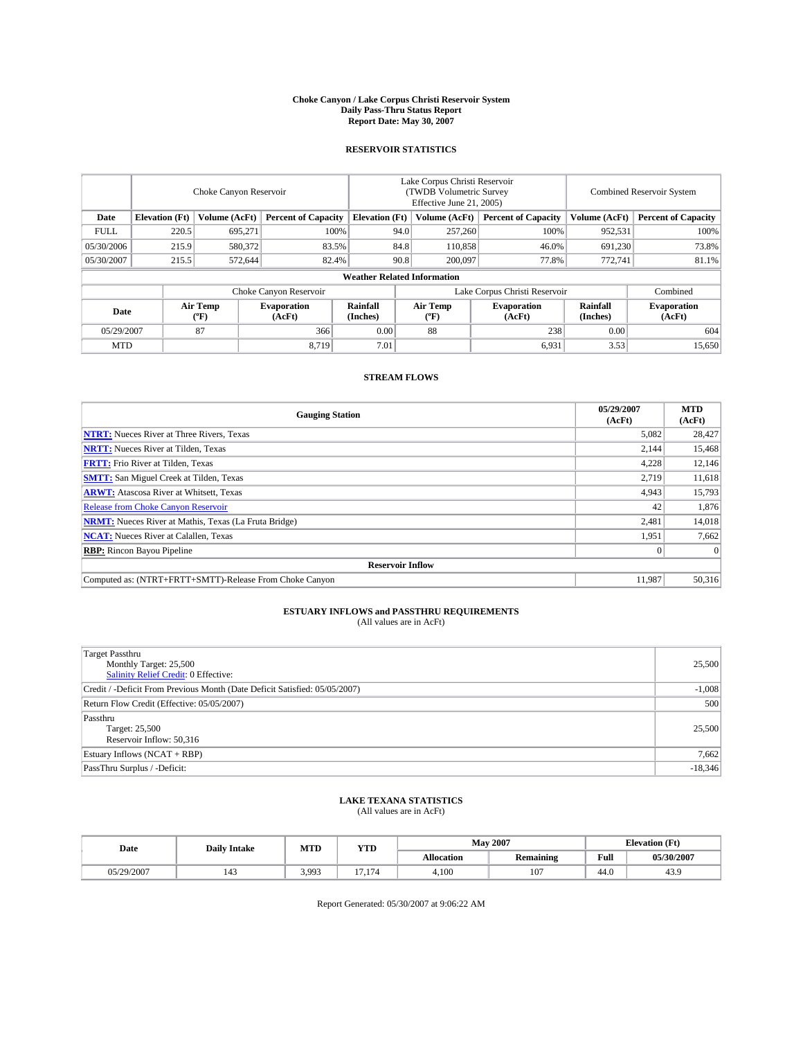# Choke Canyon / Lake Corpus Christi Reservoir System
## Daily Pass-Thru Status Report
## Report Date: May 30, 2007

### RESERVOIR STATISTICS

| | Choke Canyon Reservoir | | | Lake Corpus Christi Reservoir (TWDB Volumetric Survey Effective June 21, 2005) | | | Combined Reservoir System | |
|---|---|---|---|---|---|---|---|---|
| Date | Elevation (Ft) | Volume (AcFt) | Percent of Capacity | Elevation (Ft) | Volume (AcFt) | Percent of Capacity | Volume (AcFt) | Percent of Capacity |
| FULL | 220.5 | 695,271 | 100% | 94.0 | 257,260 | 100% | 952,531 | 100% |
| 05/30/2006 | 215.9 | 580,372 | 83.5% | 84.8 | 110,858 | 46.0% | 691,230 | 73.8% |
| 05/30/2007 | 215.5 | 572,644 | 82.4% | 90.8 | 200,097 | 77.8% | 772,741 | 81.1% |

**Weather Related Information**

| | Choke Canyon Reservoir | | | Lake Corpus Christi Reservoir | | | Combined |
|---|---|---|---|---|---|---|---|
| Date | Air Temp (ºF) | Evaporation (AcFt) | Rainfall (Inches) | Air Temp (ºF) | Evaporation (AcFt) | Rainfall (Inches) | Evaporation (AcFt) |
| 05/29/2007 | 87 | 366 | 0.00 | 88 | 238 | 0.00 | 604 |
| MTD | | 8,719 | 7.01 | | 6,931 | 3.53 | 15,650 |

### STREAM FLOWS

| Gauging Station | 05/29/2007 (AcFt) | MTD (AcFt) |
|---|---|---|
| **NTRT:** Nueces River at Three Rivers, Texas | 5,082 | 28,427 |
| **NRTT:** Nueces River at Tilden, Texas | 2,144 | 15,468 |
| **FRTT:** Frio River at Tilden, Texas | 4,228 | 12,146 |
| **SMTT:** San Miguel Creek at Tilden, Texas | 2,719 | 11,618 |
| **ARWT:** Atascosa River at Whitsett, Texas | 4,943 | 15,793 |
| Release from Choke Canyon Reservoir | 42 | 1,876 |
| **NRMT:** Nueces River at Mathis, Texas (La Fruta Bridge) | 2,481 | 14,018 |
| **NCAT:** Nueces River at Calallen, Texas | 1,951 | 7,662 |
| **RBP:** Rincon Bayou Pipeline | 0 | 0 |
| **Reservoir Inflow** | | |
| Computed as: (NTRT+FRTT+SMTT)-Release From Choke Canyon | 11,987 | 50,316 |

### ESTUARY INFLOWS and PASSTHRU REQUIREMENTS
(All values are in AcFt)

| | |
|---|---|
| Target Passthru<br>Monthly Target: 25,500<br>Salinity Relief Credit: 0 Effective: | 25,500 |
| Credit / -Deficit From Previous Month (Date Deficit Satisfied: 05/05/2007) | -1,008 |
| Return Flow Credit (Effective: 05/05/2007) | 500 |
| Passthru<br>Target: 25,500<br>Reservoir Inflow: 50,316 | 25,500 |
| Estuary Inflows (NCAT + RBP) | 7,662 |
| PassThru Surplus / -Deficit: | -18,346 |

### LAKE TEXANA STATISTICS
(All values are in AcFt)

| Date | Daily Intake | MTD | YTD | May 2007 | | Elevation (Ft) | |
|---|---|---|---|---|---|---|---|
| | | | | Allocation | Remaining | Full | 05/30/2007 |
| 05/29/2007 | 143 | 3,993 | 17,174 | 4,100 | 107 | 44.0 | 43.9 |

Report Generated: 05/30/2007 at 9:06:22 AM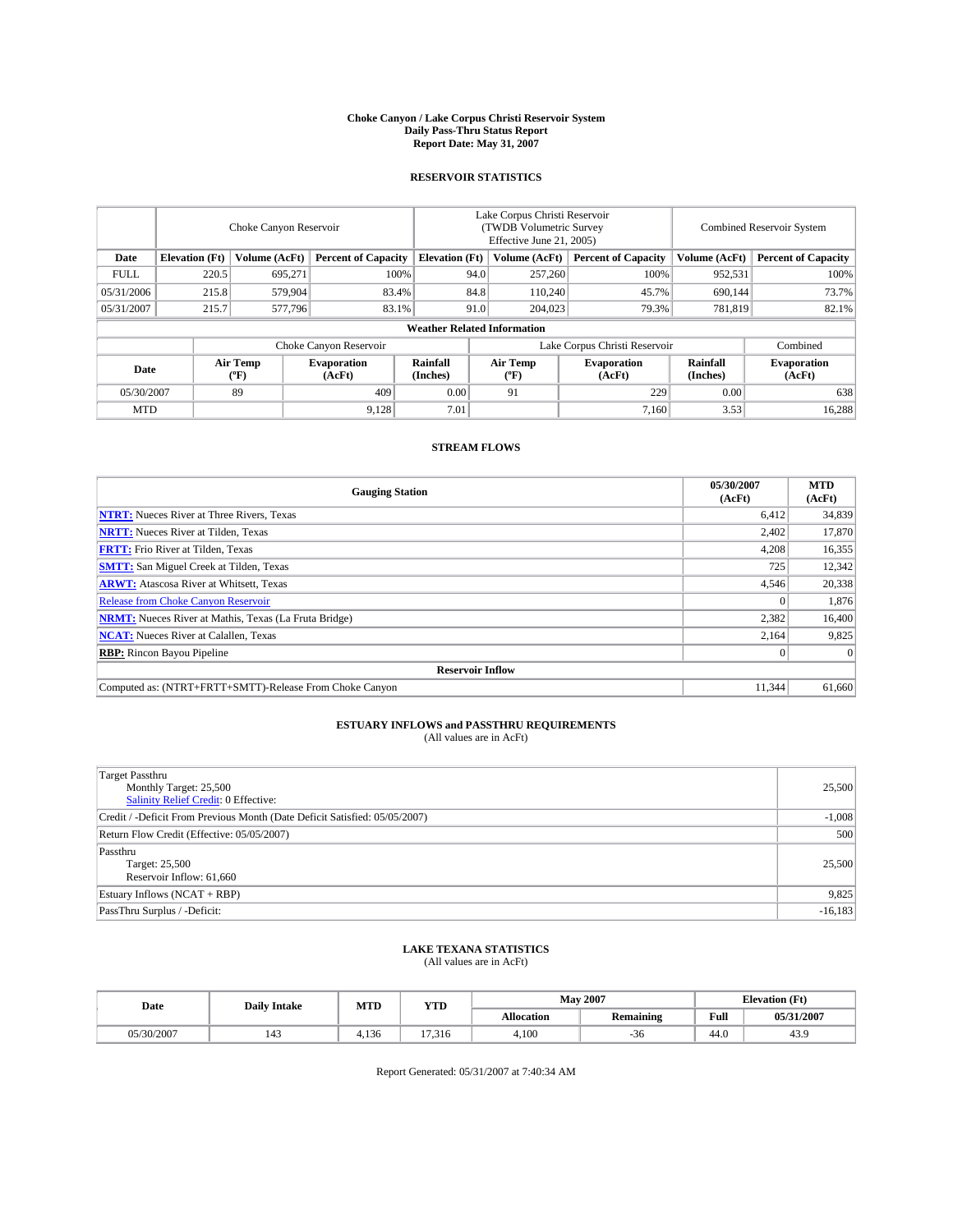# Choke Canyon / Lake Corpus Christi Reservoir System
## Daily Pass-Thru Status Report
### Report Date: May 31, 2007

## RESERVOIR STATISTICS

| | Choke Canyon Reservoir | | | Lake Corpus Christi Reservoir (TWDB Volumetric Survey Effective June 21, 2005) | | | Combined Reservoir System | |
|---|---|---|---|---|---|---|---|---|
| Date | Elevation (Ft) | Volume (AcFt) | Percent of Capacity | Elevation (Ft) | Volume (AcFt) | Percent of Capacity | Volume (AcFt) | Percent of Capacity |
| FULL | 220.5 | 695,271 | 100% | 94.0 | 257,260 | 100% | 952,531 | 100% |
| 05/31/2006 | 215.8 | 579,904 | 83.4% | 84.8 | 110,240 | 45.7% | 690,144 | 73.7% |
| 05/31/2007 | 215.7 | 577,796 | 83.1% | 91.0 | 204,023 | 79.3% | 781,819 | 82.1% |

**Weather Related Information**

| | Choke Canyon Reservoir | | | Lake Corpus Christi Reservoir | | | Combined |
|---|---|---|---|---|---|---|---|
| Date | Air Temp (°F) | Evaporation (AcFt) | Rainfall (Inches) | Air Temp (°F) | Evaporation (AcFt) | Rainfall (Inches) | Evaporation (AcFt) |
| 05/30/2007 | 89 | 409 | 0.00 | 91 | 229 | 0.00 | 638 |
| MTD | | 9,128 | 7.01 | | 7,160 | 3.53 | 16,288 |

## STREAM FLOWS

| Gauging Station | 05/30/2007 (AcFt) | MTD (AcFt) |
|---|---|---|
| NTRT: Nueces River at Three Rivers, Texas | 6,412 | 34,839 |
| NRTT: Nueces River at Tilden, Texas | 2,402 | 17,870 |
| FRTT: Frio River at Tilden, Texas | 4,208 | 16,355 |
| SMTT: San Miguel Creek at Tilden, Texas | 725 | 12,342 |
| ARWT: Atascosa River at Whitsett, Texas | 4,546 | 20,338 |
| Release from Choke Canyon Reservoir | 0 | 1,876 |
| NRMT: Nueces River at Mathis, Texas (La Fruta Bridge) | 2,382 | 16,400 |
| NCAT: Nueces River at Calallen, Texas | 2,164 | 9,825 |
| RBP: Rincon Bayou Pipeline | 0 | 0 |
| **Reservoir Inflow** | | |
| Computed as: (NTRT+FRTT+SMTT)-Release From Choke Canyon | 11,344 | 61,660 |

## ESTUARY INFLOWS and PASSTHRU REQUIREMENTS
(All values are in AcFt)

| | |
|---|---|
| Target Passthru<br>Monthly Target: 25,500<br>Salinity Relief Credit: 0 Effective: | 25,500 |
| Credit / -Deficit From Previous Month (Date Deficit Satisfied: 05/05/2007) | -1,008 |
| Return Flow Credit (Effective: 05/05/2007) | 500 |
| Passthru<br>Target: 25,500<br>Reservoir Inflow: 61,660 | 25,500 |
| Estuary Inflows (NCAT + RBP) | 9,825 |
| PassThru Surplus / -Deficit: | -16,183 |

## LAKE TEXANA STATISTICS
(All values are in AcFt)

| Date | Daily Intake | MTD | YTD | May 2007 | | Elevation (Ft) | |
|---|---|---|---|---|---|---|---|
| | | | | Allocation | Remaining | Full | 05/31/2007 |
| 05/30/2007 | 143 | 4,136 | 17,316 | 4,100 | -36 | 44.0 | 43.9 |

Report Generated: 05/31/2007 at 7:40:34 AM